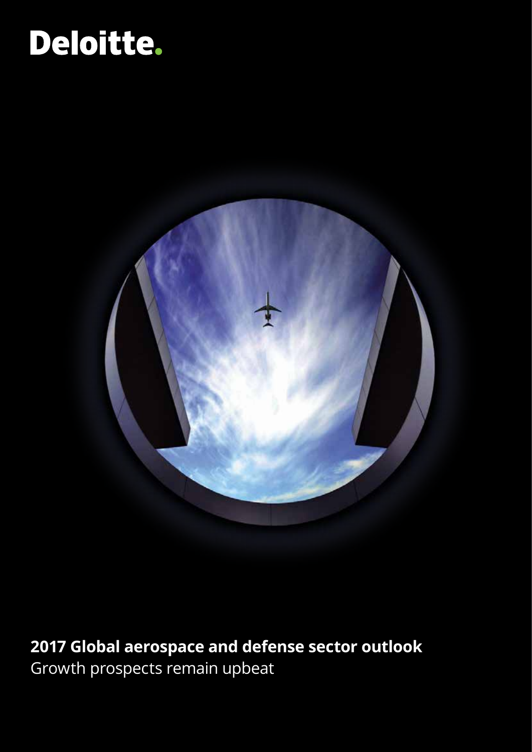Deloitte.

# 2017 Global aerospace and defense sector outlook

Growth prospects remain upbeat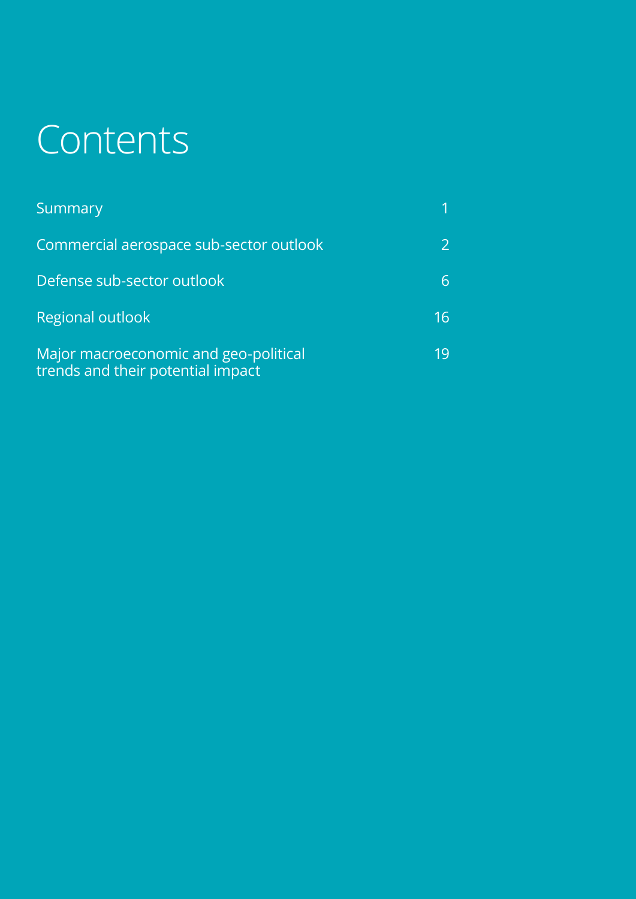# Contents

| | |
|---|---|
| Summary | 1 |
| Commercial aerospace sub-sector outlook | 2 |
| Defense sub-sector outlook | 6 |
| Regional outlook | 16 |
| Major macroeconomic and geo-political trends and their potential impact | 19 |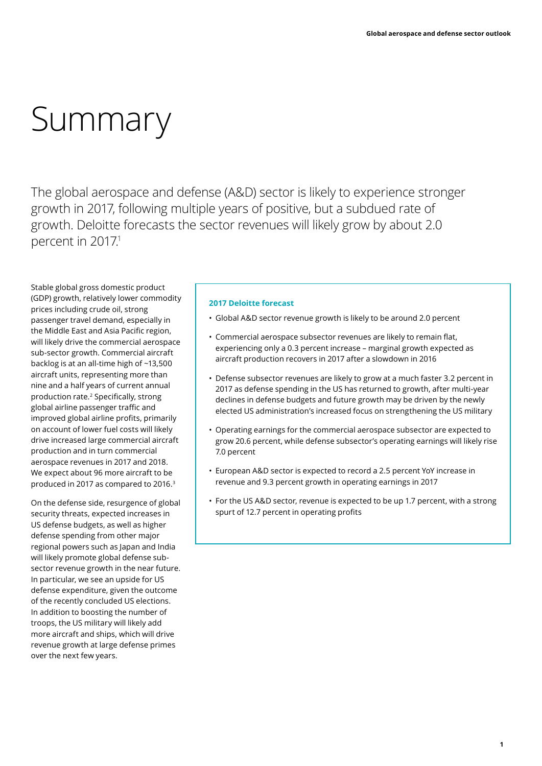# Summary

The global aerospace and defense (A&D) sector is likely to experience stronger growth in 2017, following multiple years of positive, but a subdued rate of growth. Deloitte forecasts the sector revenues will likely grow by about 2.0 percent in 2017.[1]

Stable global gross domestic product (GDP) growth, relatively lower commodity prices including crude oil, strong passenger travel demand, especially in the Middle East and Asia Pacific region, will likely drive the commercial aerospace sub-sector growth. Commercial aircraft backlog is at an all-time high of ~13,500 aircraft units, representing more than nine and a half years of current annual production rate.[2] Specifically, strong global airline passenger traffic and improved global airline profits, primarily on account of lower fuel costs will likely drive increased large commercial aircraft production and in turn commercial aerospace revenues in 2017 and 2018. We expect about 96 more aircraft to be produced in 2017 as compared to 2016.[3]

On the defense side, resurgence of global security threats, expected increases in US defense budgets, as well as higher defense spending from other major regional powers such as Japan and India will likely promote global defense sub-sector revenue growth in the near future. In particular, we see an upside for US defense expenditure, given the outcome of the recently concluded US elections. In addition to boosting the number of troops, the US military will likely add more aircraft and ships, which will drive revenue growth at large defense primes over the next few years.

**2017 Deloitte forecast**

- Global A&D sector revenue growth is likely to be around 2.0 percent
- Commercial aerospace subsector revenues are likely to remain flat, experiencing only a 0.3 percent increase – marginal growth expected as aircraft production recovers in 2017 after a slowdown in 2016
- Defense subsector revenues are likely to grow at a much faster 3.2 percent in 2017 as defense spending in the US has returned to growth, after multi-year declines in defense budgets and future growth may be driven by the newly elected US administration's increased focus on strengthening the US military
- Operating earnings for the commercial aerospace subsector are expected to grow 20.6 percent, while defense subsector's operating earnings will likely rise 7.0 percent
- European A&D sector is expected to record a 2.5 percent YoY increase in revenue and 9.3 percent growth in operating earnings in 2017
- For the US A&D sector, revenue is expected to be up 1.7 percent, with a strong spurt of 12.7 percent in operating profits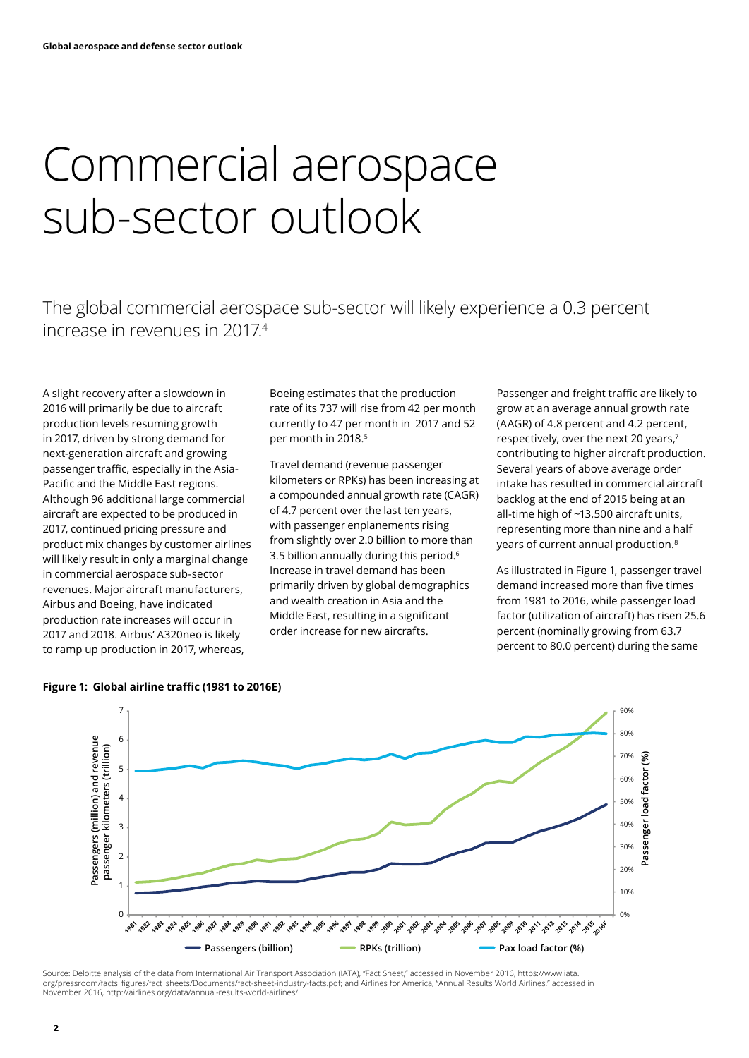# Commercial aerospace sub-sector outlook

The global commercial aerospace sub-sector will likely experience a 0.3 percent increase in revenues in 2017.[4]

A slight recovery after a slowdown in 2016 will primarily be due to aircraft production levels resuming growth in 2017, driven by strong demand for next-generation aircraft and growing passenger traffic, especially in the Asia-Pacific and the Middle East regions. Although 96 additional large commercial aircraft are expected to be produced in 2017, continued pricing pressure and product mix changes by customer airlines will likely result in only a marginal change in commercial aerospace sub-sector revenues. Major aircraft manufacturers, Airbus and Boeing, have indicated production rate increases will occur in 2017 and 2018. Airbus' A320neo is likely to ramp up production in 2017, whereas, Boeing estimates that the production rate of its 737 will rise from 42 per month currently to 47 per month in 2017 and 52 per month in 2018.[5]

Travel demand (revenue passenger kilometers or RPKs) has been increasing at a compounded annual growth rate (CAGR) of 4.7 percent over the last ten years, with passenger enplanements rising from slightly over 2.0 billion to more than 3.5 billion annually during this period.[6] Increase in travel demand has been primarily driven by global demographics and wealth creation in Asia and the Middle East, resulting in a significant order increase for new aircrafts.

Passenger and freight traffic are likely to grow at an average annual growth rate (AAGR) of 4.8 percent and 4.2 percent, respectively, over the next 20 years,[7] contributing to higher aircraft production. Several years of above average order intake has resulted in commercial aircraft backlog at the end of 2015 being at an all-time high of ~13,500 aircraft units, representing more than nine and a half years of current annual production.[8]

As illustrated in Figure 1, passenger travel demand increased more than five times from 1981 to 2016, while passenger load factor (utilization of aircraft) has risen 25.6 percent (nominally growing from 63.7 percent to 80.0 percent) during the same

**Figure 1: Global airline traffic (1981 to 2016E)**

Source: Deloitte analysis of the data from International Air Transport Association (IATA), "Fact Sheet," accessed in November 2016, https://www.iata.org/pressroom/facts_figures/fact_sheets/Documents/fact-sheet-industry-facts.pdf; and Airlines for America, "Annual Results World Airlines," accessed in November 2016, http://airlines.org/data/annual-results-world-airlines/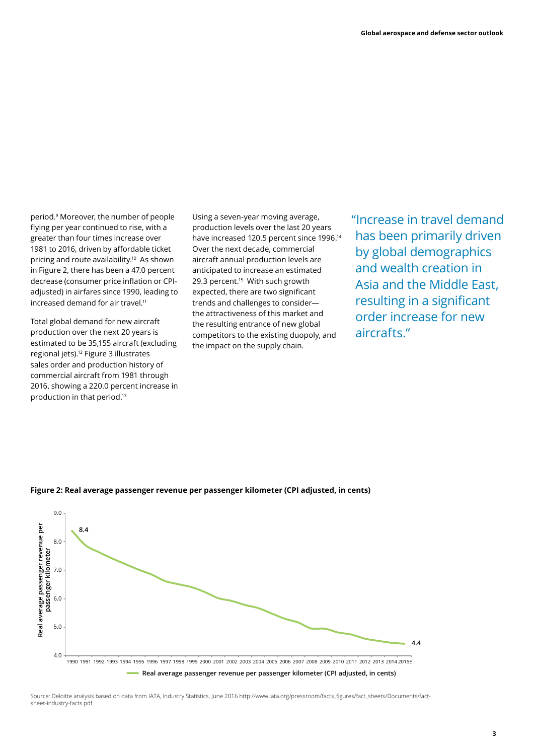period.[9] Moreover, the number of people flying per year continued to rise, with a greater than four times increase over 1981 to 2016, driven by affordable ticket pricing and route availability.[10] As shown in Figure 2, there has been a 47.0 percent decrease (consumer price inflation or CPI-adjusted) in airfares since 1990, leading to increased demand for air travel.[11]

Total global demand for new aircraft production over the next 20 years is estimated to be 35,155 aircraft (excluding regional jets).[12] Figure 3 illustrates sales order and production history of commercial aircraft from 1981 through 2016, showing a 220.0 percent increase in production in that period.[13]

Using a seven-year moving average, production levels over the last 20 years have increased 120.5 percent since 1996.[14] Over the next decade, commercial aircraft annual production levels are anticipated to increase an estimated 29.3 percent.[15] With such growth expected, there are two significant trends and challenges to consider—the attractiveness of this market and the resulting entrance of new global competitors to the existing duopoly, and the impact on the supply chain.

> "Increase in travel demand has been primarily driven by global demographics and wealth creation in Asia and the Middle East, resulting in a significant order increase for new aircrafts."

**Figure 2: Real average passenger revenue per passenger kilometer (CPI adjusted, in cents)**

Source: Deloitte analysis based on data from IATA, Industry Statistics, June 2016 http://www.iata.org/pressroom/facts_figures/fact_sheets/Documents/fact-sheet-industry-facts.pdf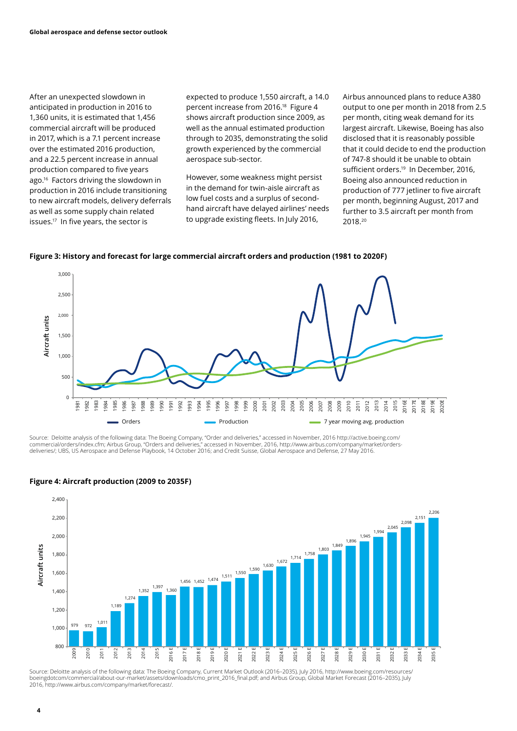After an unexpected slowdown in anticipated in production in 2016 to 1,360 units, it is estimated that 1,456 commercial aircraft will be produced in 2017, which is a 7.1 percent increase over the estimated 2016 production, and a 22.5 percent increase in annual production compared to five years ago.[16] Factors driving the slowdown in production in 2016 include transitioning to new aircraft models, delivery deferrals as well as some supply chain related issues.[17] In five years, the sector is expected to produce 1,550 aircraft, a 14.0 percent increase from 2016.[18] Figure 4 shows aircraft production since 2009, as well as the annual estimated production through to 2035, demonstrating the solid growth experienced by the commercial aerospace sub-sector.

However, some weakness might persist in the demand for twin-aisle aircraft as low fuel costs and a surplus of second-hand aircraft have delayed airlines' needs to upgrade existing fleets. In July 2016, Airbus announced plans to reduce A380 output to one per month in 2018 from 2.5 per month, citing weak demand for its largest aircraft. Likewise, Boeing has also disclosed that it is reasonably possible that it could decide to end the production of 747-8 should it be unable to obtain sufficient orders.[19] In December, 2016, Boeing also announced reduction in production of 777 jetliner to five aircraft per month, beginning August, 2017 and further to 3.5 aircraft per month from 2018.[20]

**Figure 3: History and forecast for large commercial aircraft orders and production (1981 to 2020F)**

Source: Deloitte analysis of the following data: The Boeing Company, "Order and deliveries," accessed in November, 2016 http://active.boeing.com/commercial/orders/index.cfm; Airbus Group, "Orders and deliveries," accessed in November, 2016, http://www.airbus.com/company/market/orders-deliveries/; UBS, US Aerospace and Defense Playbook, 14 October 2016; and Credit Suisse, Global Aerospace and Defense, 27 May 2016.

**Figure 4: Aircraft production (2009 to 2035F)**

| Year | Aircraft units |
|---|---|
| 2009 | 979 |
| 2010 | 972 |
| 2011 | 1,011 |
| 2012 | 1,189 |
| 2013 | 1,274 |
| 2014 | 1,352 |
| 2015 | 1,397 |
| 2016 E | 1,360 |
| 2017 E | 1,456 |
| 2018 E | 1,452 |
| 2019 E | 1,474 |
| 2020 E | 1,511 |
| 2021 E | 1,550 |
| 2022 E | 1,590 |
| 2023 E | 1,630 |
| 2024 E | 1,672 |
| 2025 E | 1,714 |
| 2026 E | 1,758 |
| 2027 E | 1,803 |
| 2028 E | 1,849 |
| 2029 E | 1,896 |
| 2030 E | 1,945 |
| 2031 E | 1,994 |
| 2032 E | 2,045 |
| 2033 E | 2,098 |
| 2034 E | 2,151 |
| 2035 E | 2,206 |

Source: Deloitte analysis of the following data: The Boeing Company, Current Market Outlook (2016–2035), July 2016, http://www.boeing.com/resources/boeingdotcom/commercial/about-our-market/assets/downloads/cmo_print_2016_final.pdf; and Airbus Group, Global Market Forecast (2016–2035), July 2016, http://www.airbus.com/company/market/forecast/.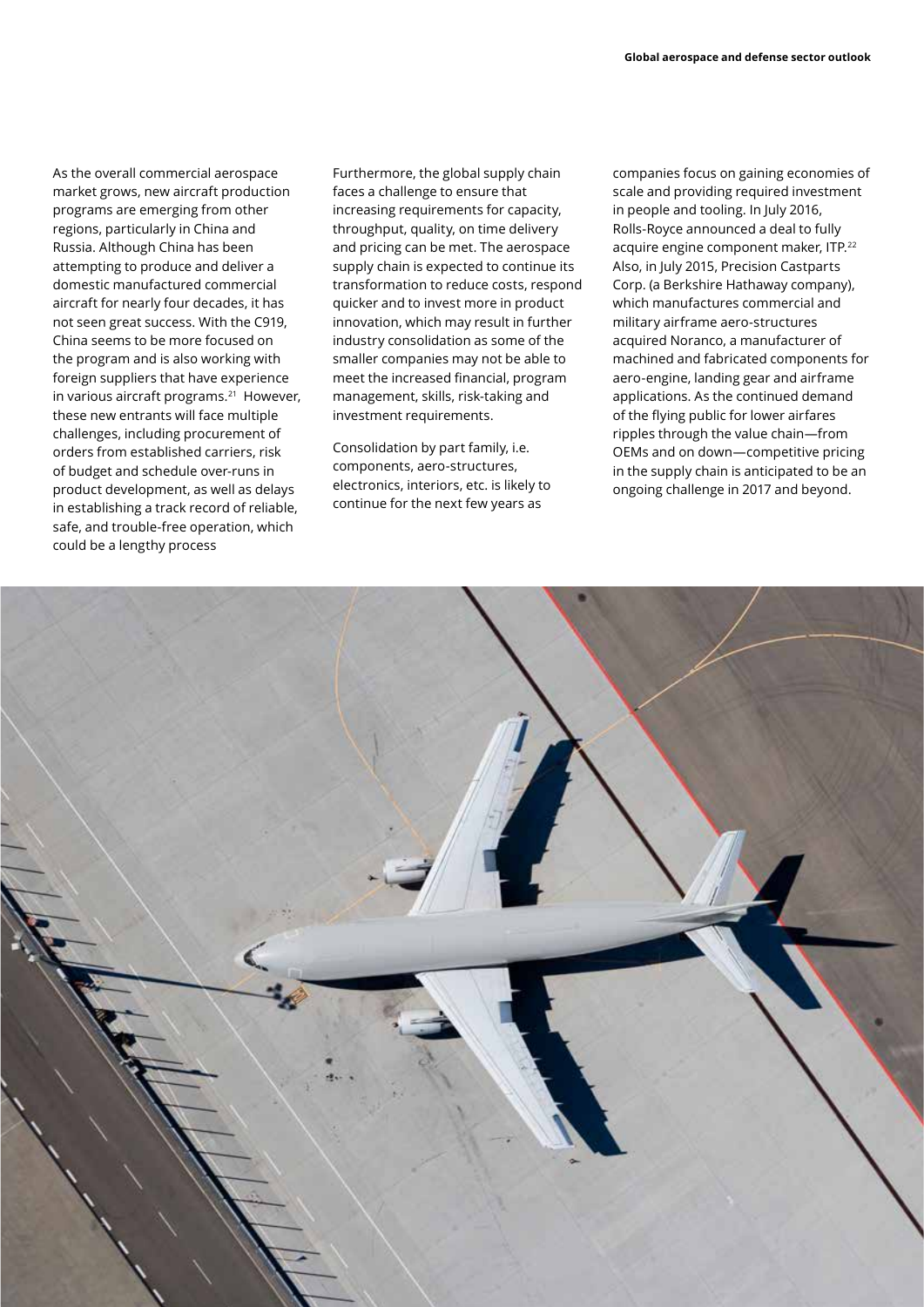As the overall commercial aerospace market grows, new aircraft production programs are emerging from other regions, particularly in China and Russia. Although China has been attempting to produce and deliver a domestic manufactured commercial aircraft for nearly four decades, it has not seen great success. With the C919, China seems to be more focused on the program and is also working with foreign suppliers that have experience in various aircraft programs.[21] However, these new entrants will face multiple challenges, including procurement of orders from established carriers, risk of budget and schedule over-runs in product development, as well as delays in establishing a track record of reliable, safe, and trouble-free operation, which could be a lengthy process

Furthermore, the global supply chain faces a challenge to ensure that increasing requirements for capacity, throughput, quality, on time delivery and pricing can be met. The aerospace supply chain is expected to continue its transformation to reduce costs, respond quicker and to invest more in product innovation, which may result in further industry consolidation as some of the smaller companies may not be able to meet the increased financial, program management, skills, risk-taking and investment requirements.

Consolidation by part family, i.e. components, aero-structures, electronics, interiors, etc. is likely to continue for the next few years as companies focus on gaining economies of scale and providing required investment in people and tooling. In July 2016, Rolls-Royce announced a deal to fully acquire engine component maker, ITP.[22] Also, in July 2015, Precision Castparts Corp. (a Berkshire Hathaway company), which manufactures commercial and military airframe aero-structures acquired Noranco, a manufacturer of machined and fabricated components for aero-engine, landing gear and airframe applications. As the continued demand of the flying public for lower airfares ripples through the value chain—from OEMs and on down—competitive pricing in the supply chain is anticipated to be an ongoing challenge in 2017 and beyond.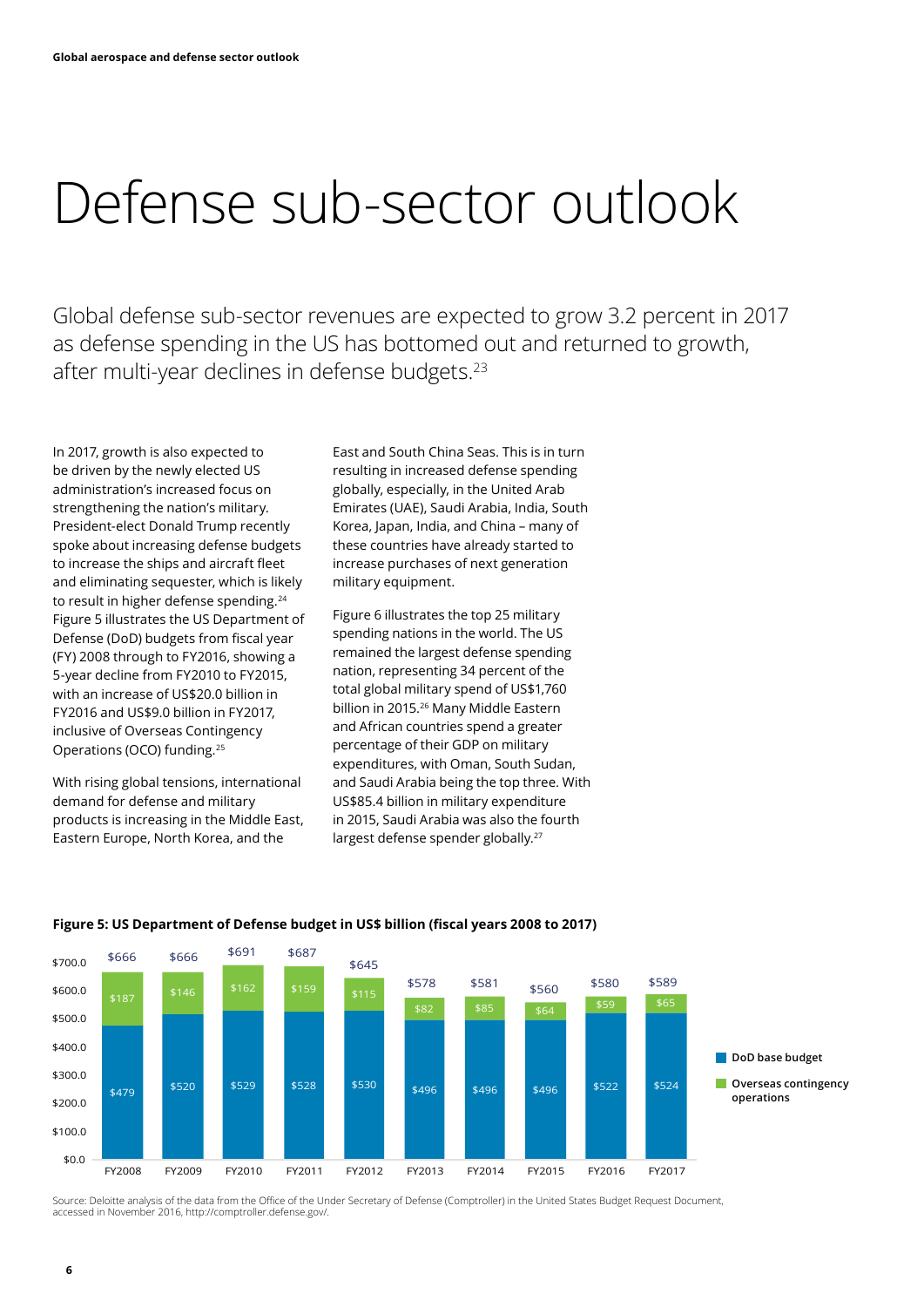# Defense sub-sector outlook

Global defense sub-sector revenues are expected to grow 3.2 percent in 2017 as defense spending in the US has bottomed out and returned to growth, after multi-year declines in defense budgets.[23]

In 2017, growth is also expected to be driven by the newly elected US administration's increased focus on strengthening the nation's military. President-elect Donald Trump recently spoke about increasing defense budgets to increase the ships and aircraft fleet and eliminating sequester, which is likely to result in higher defense spending.[24] Figure 5 illustrates the US Department of Defense (DoD) budgets from fiscal year (FY) 2008 through to FY2016, showing a 5-year decline from FY2010 to FY2015, with an increase of US$20.0 billion in FY2016 and US$9.0 billion in FY2017, inclusive of Overseas Contingency Operations (OCO) funding.[25]

With rising global tensions, international demand for defense and military products is increasing in the Middle East, Eastern Europe, North Korea, and the East and South China Seas. This is in turn resulting in increased defense spending globally, especially, in the United Arab Emirates (UAE), Saudi Arabia, India, South Korea, Japan, India, and China – many of these countries have already started to increase purchases of next generation military equipment.

Figure 6 illustrates the top 25 military spending nations in the world. The US remained the largest defense spending nation, representing 34 percent of the total global military spend of US$1,760 billion in 2015.[26] Many Middle Eastern and African countries spend a greater percentage of their GDP on military expenditures, with Oman, South Sudan, and Saudi Arabia being the top three. With US$85.4 billion in military expenditure in 2015, Saudi Arabia was also the fourth largest defense spender globally.[27]

**Figure 5: US Department of Defense budget in US$ billion (fiscal years 2008 to 2017)**

| Fiscal year | DoD base budget | Overseas contingency operations | Total |
|---|---|---|---|
| FY2008 | $479 | $187 | $666 |
| FY2009 | $520 | $146 | $666 |
| FY2010 | $529 | $162 | $691 |
| FY2011 | $528 | $159 | $687 |
| FY2012 | $530 | $115 | $645 |
| FY2013 | $496 | $82 | $578 |
| FY2014 | $496 | $85 | $581 |
| FY2015 | $496 | $64 | $560 |
| FY2016 | $522 | $59 | $580 |
| FY2017 | $524 | $65 | $589 |

Source: Deloitte analysis of the data from the Office of the Under Secretary of Defense (Comptroller) in the United States Budget Request Document, accessed in November 2016, http://comptroller.defense.gov/.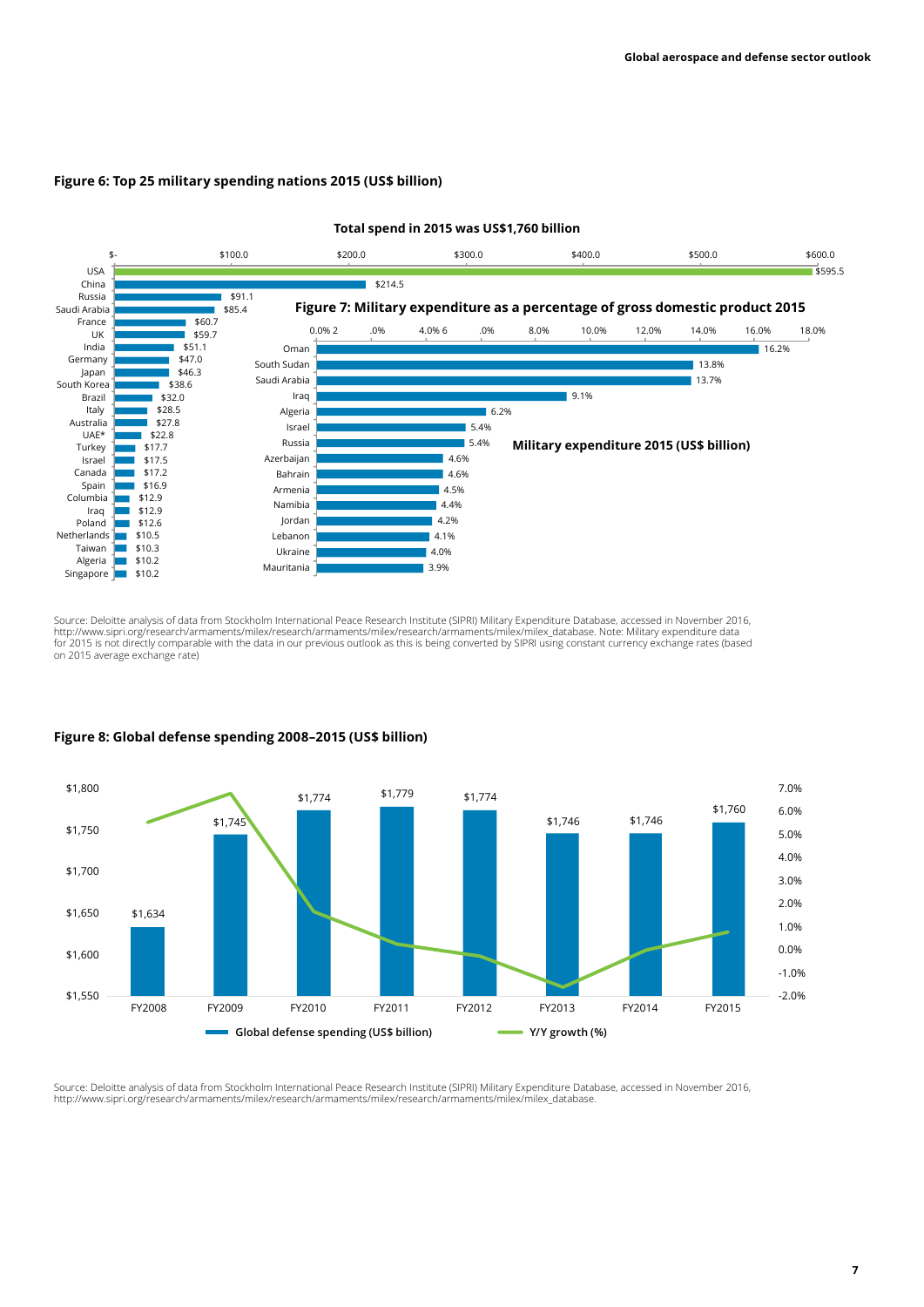#### Figure 6: Top 25 military spending nations 2015 (US$ billion)

Total spend in 2015 was US$1,760 billion

| Country | US$ billion |
| --- | --- |
| USA | $595.5 |
| China | $214.5 |
| Russia | $91.1 |
| Saudi Arabia | $85.4 |
| France | $60.7 |
| UK | $59.7 |
| India | $51.1 |
| Germany | $47.0 |
| Japan | $46.3 |
| South Korea | $38.6 |
| Brazil | $32.0 |
| Italy | $28.5 |
| Australia | $27.8 |
| UAE* | $22.8 |
| Turkey | $17.7 |
| Israel | $17.5 |
| Canada | $17.2 |
| Spain | $16.9 |
| Columbia | $12.9 |
| Iraq | $12.9 |
| Poland | $12.6 |
| Netherlands | $10.5 |
| Taiwan | $10.3 |
| Algeria | $10.2 |
| Singapore | $10.2 |

#### Figure 7: Military expenditure as a percentage of gross domestic product 2015

Military expenditure 2015 (US$ billion)

| Country | % of GDP |
| --- | --- |
| Oman | 16.2% |
| South Sudan | 13.8% |
| Saudi Arabia | 13.7% |
| Iraq | 9.1% |
| Algeria | 6.2% |
| Israel | 5.4% |
| Russia | 5.4% |
| Azerbaijan | 4.6% |
| Bahrain | 4.6% |
| Armenia | 4.5% |
| Namibia | 4.4% |
| Jordan | 4.2% |
| Lebanon | 4.1% |
| Ukraine | 4.0% |
| Mauritania | 3.9% |

Source: Deloitte analysis of data from Stockholm International Peace Research Institute (SIPRI) Military Expenditure Database, accessed in November 2016, http://www.sipri.org/research/armaments/milex/research/armaments/milex/research/armaments/milex/milex_database. Note: Military expenditure data for 2015 is not directly comparable with the data in our previous outlook as this is being converted by SIPRI using constant currency exchange rates (based on 2015 average exchange rate)

#### Figure 8: Global defense spending 2008–2015 (US$ billion)

| | FY2008 | FY2009 | FY2010 | FY2011 | FY2012 | FY2013 | FY2014 | FY2015 |
| --- | --- | --- | --- | --- | --- | --- | --- | --- |
| Global defense spending (US$ billion) | $1,634 | $1,745 | $1,774 | $1,779 | $1,774 | $1,746 | $1,746 | $1,760 |

Legend: Global defense spending (US$ billion); Y/Y growth (%)

Source: Deloitte analysis of data from Stockholm International Peace Research Institute (SIPRI) Military Expenditure Database, accessed in November 2016, http://www.sipri.org/research/armaments/milex/research/armaments/milex/research/armaments/milex/milex_database.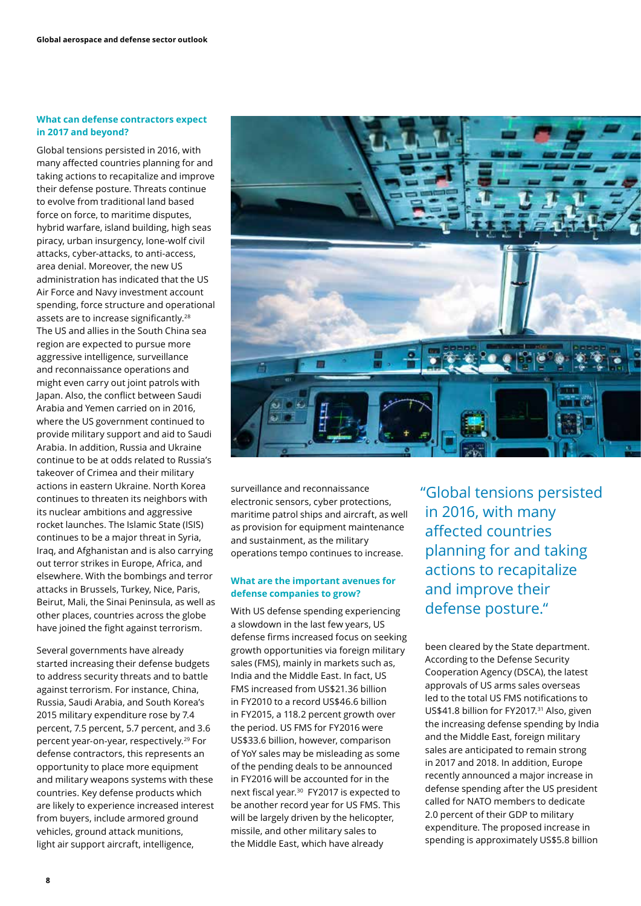### What can defense contractors expect in 2017 and beyond?

Global tensions persisted in 2016, with many affected countries planning for and taking actions to recapitalize and improve their defense posture. Threats continue to evolve from traditional land based force on force, to maritime disputes, hybrid warfare, island building, high seas piracy, urban insurgency, lone-wolf civil attacks, cyber-attacks, to anti-access, area denial. Moreover, the new US administration has indicated that the US Air Force and Navy investment account spending, force structure and operational assets are to increase significantly.[28] The US and allies in the South China sea region are expected to pursue more aggressive intelligence, surveillance and reconnaissance operations and might even carry out joint patrols with Japan. Also, the conflict between Saudi Arabia and Yemen carried on in 2016, where the US government continued to provide military support and aid to Saudi Arabia. In addition, Russia and Ukraine continue to be at odds related to Russia's takeover of Crimea and their military actions in eastern Ukraine. North Korea continues to threaten its neighbors with its nuclear ambitions and aggressive rocket launches. The Islamic State (ISIS) continues to be a major threat in Syria, Iraq, and Afghanistan and is also carrying out terror strikes in Europe, Africa, and elsewhere. With the bombings and terror attacks in Brussels, Turkey, Nice, Paris, Beirut, Mali, the Sinai Peninsula, as well as other places, countries across the globe have joined the fight against terrorism.

Several governments have already started increasing their defense budgets to address security threats and to battle against terrorism. For instance, China, Russia, Saudi Arabia, and South Korea's 2015 military expenditure rose by 7.4 percent, 7.5 percent, 5.7 percent, and 3.6 percent year-on-year, respectively.[29] For defense contractors, this represents an opportunity to place more equipment and military weapons systems with these countries. Key defense products which are likely to experience increased interest from buyers, include armored ground vehicles, ground attack munitions, light air support aircraft, intelligence, surveillance and reconnaissance electronic sensors, cyber protections, maritime patrol ships and aircraft, as well as provision for equipment maintenance and sustainment, as the military operations tempo continues to increase.

> "Global tensions persisted in 2016, with many affected countries planning for and taking actions to recapitalize and improve their defense posture."

### What are the important avenues for defense companies to grow?

With US defense spending experiencing a slowdown in the last few years, US defense firms increased focus on seeking growth opportunities via foreign military sales (FMS), mainly in markets such as, India and the Middle East. In fact, US FMS increased from US$21.36 billion in FY2010 to a record US$46.6 billion in FY2015, a 118.2 percent growth over the period. US FMS for FY2016 were US$33.6 billion, however, comparison of YoY sales may be misleading as some of the pending deals to be announced in FY2016 will be accounted for in the next fiscal year.[30] FY2017 is expected to be another record year for US FMS. This will be largely driven by the helicopter, missile, and other military sales to the Middle East, which have already been cleared by the State department. According to the Defense Security Cooperation Agency (DSCA), the latest approvals of US arms sales overseas led to the total US FMS notifications to US$41.8 billion for FY2017.[31] Also, given the increasing defense spending by India and the Middle East, foreign military sales are anticipated to remain strong in 2017 and 2018. In addition, Europe recently announced a major increase in defense spending after the US president called for NATO members to dedicate 2.0 percent of their GDP to military expenditure. The proposed increase in spending is approximately US$5.8 billion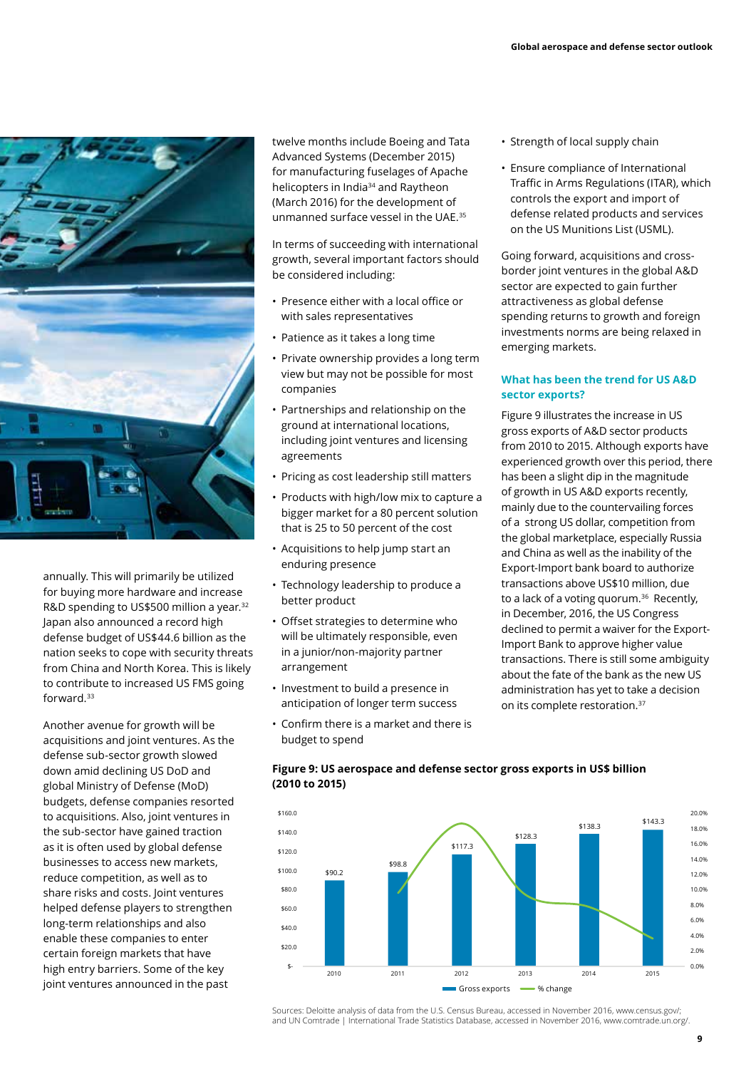annually. This will primarily be utilized for buying more hardware and increase R&D spending to US$500 million a year.[32] Japan also announced a record high defense budget of US$44.6 billion as the nation seeks to cope with security threats from China and North Korea. This is likely to contribute to increased US FMS going forward.[33]

Another avenue for growth will be acquisitions and joint ventures. As the defense sub-sector growth slowed down amid declining US DoD and global Ministry of Defense (MoD) budgets, defense companies resorted to acquisitions. Also, joint ventures in the sub-sector have gained traction as it is often used by global defense businesses to access new markets, reduce competition, as well as to share risks and costs. Joint ventures helped defense players to strengthen long-term relationships and also enable these companies to enter certain foreign markets that have high entry barriers. Some of the key joint ventures announced in the past twelve months include Boeing and Tata Advanced Systems (December 2015) for manufacturing fuselages of Apache helicopters in India[34] and Raytheon (March 2016) for the development of unmanned surface vessel in the UAE.[35]

In terms of succeeding with international growth, several important factors should be considered including:

- Presence either with a local office or with sales representatives
- Patience as it takes a long time
- Private ownership provides a long term view but may not be possible for most companies
- Partnerships and relationship on the ground at international locations, including joint ventures and licensing agreements
- Pricing as cost leadership still matters
- Products with high/low mix to capture a bigger market for a 80 percent solution that is 25 to 50 percent of the cost
- Acquisitions to help jump start an enduring presence
- Technology leadership to produce a better product
- Offset strategies to determine who will be ultimately responsible, even in a junior/non-majority partner arrangement
- Investment to build a presence in anticipation of longer term success
- Confirm there is a market and there is budget to spend
- Strength of local supply chain
- Ensure compliance of International Traffic in Arms Regulations (ITAR), which controls the export and import of defense related products and services on the US Munitions List (USML).

Going forward, acquisitions and cross-border joint ventures in the global A&D sector are expected to gain further attractiveness as global defense spending returns to growth and foreign investments norms are being relaxed in emerging markets.

### What has been the trend for US A&D sector exports?

Figure 9 illustrates the increase in US gross exports of A&D sector products from 2010 to 2015. Although exports have experienced growth over this period, there has been a slight dip in the magnitude of growth in US A&D exports recently, mainly due to the countervailing forces of a strong US dollar, competition from the global marketplace, especially Russia and China as well as the inability of the Export-Import bank board to authorize transactions above US$10 million, due to a lack of a voting quorum.[36] Recently, in December, 2016, the US Congress declined to permit a waiver for the Export-Import Bank to approve higher value transactions. There is still some ambiguity about the fate of the bank as the new US administration has yet to take a decision on its complete restoration.[37]

**Figure 9: US aerospace and defense sector gross exports in US$ billion (2010 to 2015)**

| Year | Gross exports (US$ billion) |
|---|---|
| 2010 | $90.2 |
| 2011 | $98.8 |
| 2012 | $117.3 |
| 2013 | $128.3 |
| 2014 | $138.3 |
| 2015 | $143.3 |

Legend: Gross exports; % change

Sources: Deloitte analysis of data from the U.S. Census Bureau, accessed in November 2016, www.census.gov/; and UN Comtrade | International Trade Statistics Database, accessed in November 2016, www.comtrade.un.org/.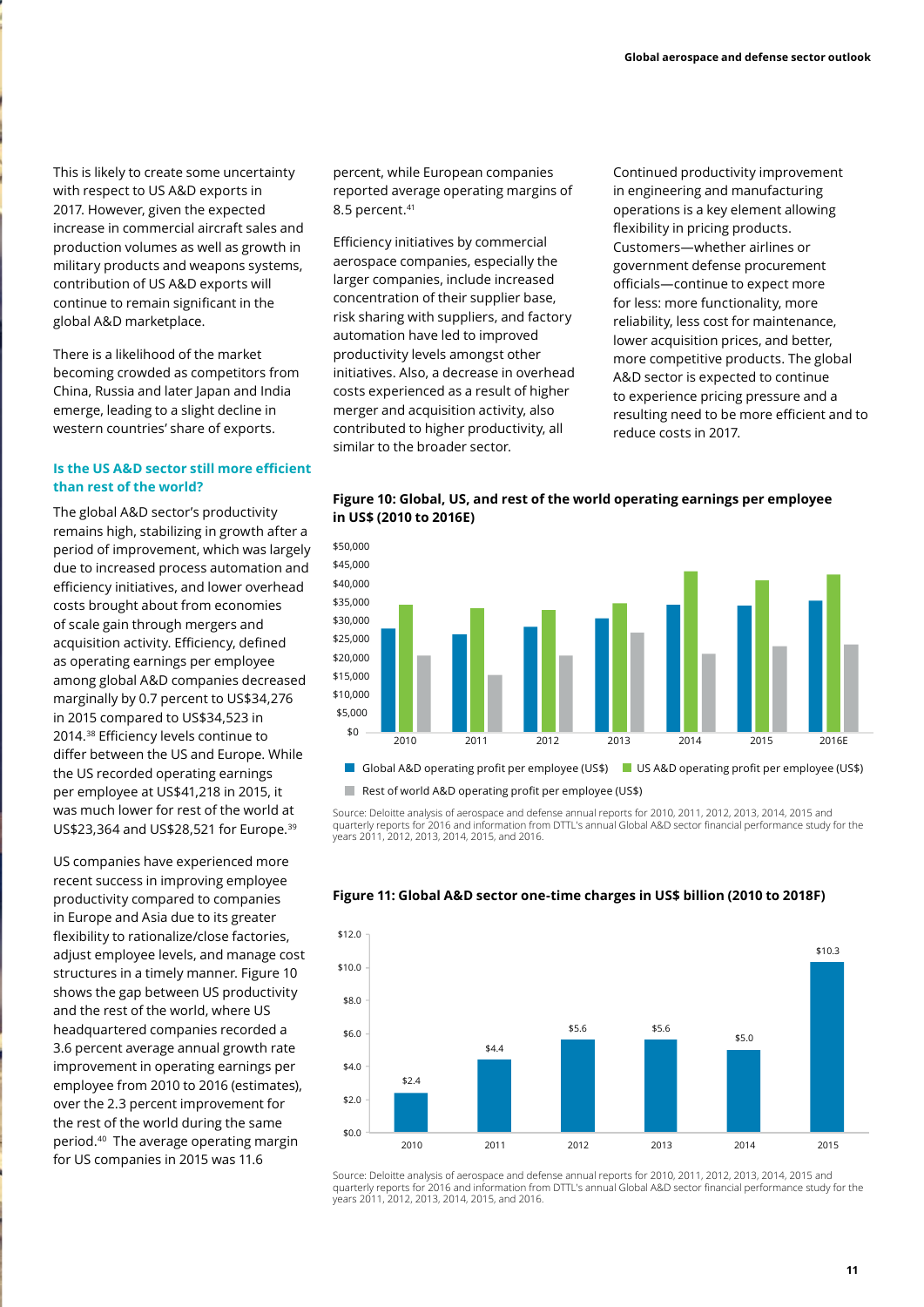This is likely to create some uncertainty with respect to US A&D exports in 2017. However, given the expected increase in commercial aircraft sales and production volumes as well as growth in military products and weapons systems, contribution of US A&D exports will continue to remain significant in the global A&D marketplace.

There is a likelihood of the market becoming crowded as competitors from China, Russia and later Japan and India emerge, leading to a slight decline in western countries' share of exports.

### Is the US A&D sector still more efficient than rest of the world?

The global A&D sector's productivity remains high, stabilizing in growth after a period of improvement, which was largely due to increased process automation and efficiency initiatives, and lower overhead costs brought about from economies of scale gain through mergers and acquisition activity. Efficiency, defined as operating earnings per employee among global A&D companies decreased marginally by 0.7 percent to US$34,276 in 2015 compared to US$34,523 in 2014.[38] Efficiency levels continue to differ between the US and Europe. While the US recorded operating earnings per employee at US$41,218 in 2015, it was much lower for rest of the world at US$23,364 and US$28,521 for Europe.[39]

US companies have experienced more recent success in improving employee productivity compared to companies in Europe and Asia due to its greater flexibility to rationalize/close factories, adjust employee levels, and manage cost structures in a timely manner. Figure 10 shows the gap between US productivity and the rest of the world, where US headquartered companies recorded a 3.6 percent average annual growth rate improvement in operating earnings per employee from 2010 to 2016 (estimates), over the 2.3 percent improvement for the rest of the world during the same period.[40] The average operating margin for US companies in 2015 was 11.6 percent, while European companies reported average operating margins of 8.5 percent.[41]

Efficiency initiatives by commercial aerospace companies, especially the larger companies, include increased concentration of their supplier base, risk sharing with suppliers, and factory automation have led to improved productivity levels amongst other initiatives. Also, a decrease in overhead costs experienced as a result of higher merger and acquisition activity, also contributed to higher productivity, all similar to the broader sector.

Continued productivity improvement in engineering and manufacturing operations is a key element allowing flexibility in pricing products. Customers—whether airlines or government defense procurement officials—continue to expect more for less: more functionality, more reliability, less cost for maintenance, lower acquisition prices, and better, more competitive products. The global A&D sector is expected to continue to experience pricing pressure and a resulting need to be more efficient and to reduce costs in 2017.

**Figure 10: Global, US, and rest of the world operating earnings per employee in US$ (2010 to 2016E)**

Legend: Global A&D operating profit per employee (US$); US A&D operating profit per employee (US$); Rest of world A&D operating profit per employee (US$)

Source: Deloitte analysis of aerospace and defense annual reports for 2010, 2011, 2012, 2013, 2014, 2015 and quarterly reports for 2016 and information from DTTL's annual Global A&D sector financial performance study for the years 2011, 2012, 2013, 2014, 2015, and 2016.

**Figure 11: Global A&D sector one-time charges in US$ billion (2010 to 2018F)**

| Year | One-time charges (US$ billion) |
|---|---|
| 2010 | $2.4 |
| 2011 | $4.4 |
| 2012 | $5.6 |
| 2013 | $5.6 |
| 2014 | $5.0 |
| 2015 | $10.3 |

Source: Deloitte analysis of aerospace and defense annual reports for 2010, 2011, 2012, 2013, 2014, 2015 and quarterly reports for 2016 and information from DTTL's annual Global A&D sector financial performance study for the years 2011, 2012, 2013, 2014, 2015, and 2016.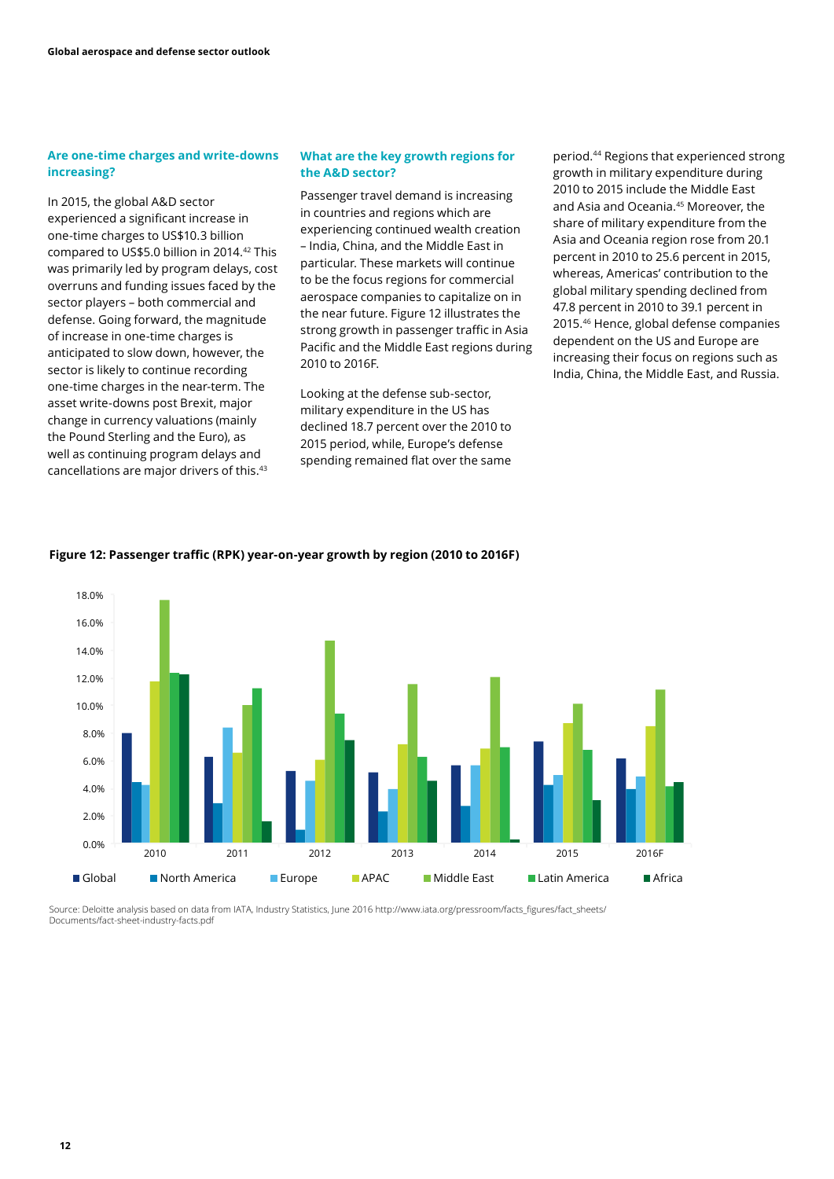### Are one-time charges and write-downs increasing?

In 2015, the global A&D sector experienced a significant increase in one-time charges to US$10.3 billion compared to US$5.0 billion in 2014.[42] This was primarily led by program delays, cost overruns and funding issues faced by the sector players – both commercial and defense. Going forward, the magnitude of increase in one-time charges is anticipated to slow down, however, the sector is likely to continue recording one-time charges in the near-term. The asset write-downs post Brexit, major change in currency valuations (mainly the Pound Sterling and the Euro), as well as continuing program delays and cancellations are major drivers of this.[43]

### What are the key growth regions for the A&D sector?

Passenger travel demand is increasing in countries and regions which are experiencing continued wealth creation – India, China, and the Middle East in particular. These markets will continue to be the focus regions for commercial aerospace companies to capitalize on in the near future. Figure 12 illustrates the strong growth in passenger traffic in Asia Pacific and the Middle East regions during 2010 to 2016F.

Looking at the defense sub-sector, military expenditure in the US has declined 18.7 percent over the 2010 to 2015 period, while, Europe's defense spending remained flat over the same period.[44] Regions that experienced strong growth in military expenditure during 2010 to 2015 include the Middle East and Asia and Oceania.[45] Moreover, the share of military expenditure from the Asia and Oceania region rose from 20.1 percent in 2010 to 25.6 percent in 2015, whereas, Americas' contribution to the global military spending declined from 47.8 percent in 2010 to 39.1 percent in 2015.[46] Hence, global defense companies dependent on the US and Europe are increasing their focus on regions such as India, China, the Middle East, and Russia.

**Figure 12: Passenger traffic (RPK) year-on-year growth by region (2010 to 2016F)**

| | Global | North America | Europe | APAC | Middle East | Latin America | Africa |
|---|---|---|---|---|---|---|---|
| 2010 | 8.0% | 4.5% | 4.3% | 11.8% | 17.6% | 12.4% | 12.3% |
| 2011 | 6.3% | 3.0% | 8.4% | 6.6% | 10.0% | 11.3% | 1.6% |
| 2012 | 5.3% | 1.0% | 4.6% | 6.1% | 14.7% | 9.4% | 7.5% |
| 2013 | 5.2% | 2.3% | 4.0% | 7.2% | 11.6% | 6.3% | 4.6% |
| 2014 | 5.7% | 2.7% | 5.7% | 6.9% | 12.1% | 7.0% | 0.3% |
| 2015 | 7.4% | 4.3% | 5.0% | 8.7% | 10.1% | 6.8% | 3.1% |
| 2016F | 6.2% | 4.0% | 4.9% | 8.5% | 11.2% | 4.2% | 4.5% |

Source: Deloitte analysis based on data from IATA, Industry Statistics, June 2016 http://www.iata.org/pressroom/facts_figures/fact_sheets/Documents/fact-sheet-industry-facts.pdf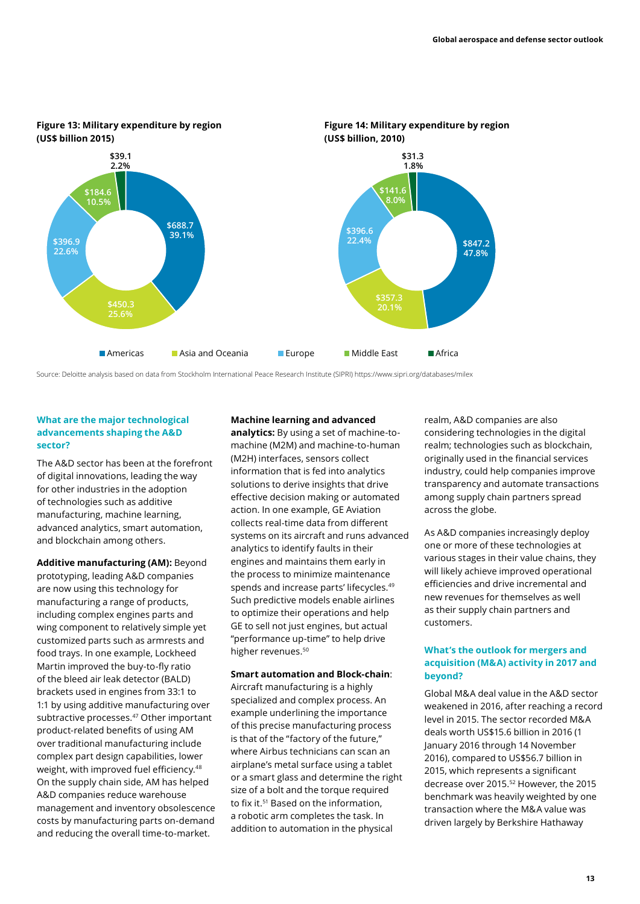**Figure 13: Military expenditure by region (US$ billion 2015)**

| Region | US$ billion | Share |
|---|---|---|
| Americas | $688.7 | 39.1% |
| Asia and Oceania | $450.3 | 25.6% |
| Europe | $396.9 | 22.6% |
| Middle East | $184.6 | 10.5% |
| Africa | $39.1 | 2.2% |

**Figure 14: Military expenditure by region (US$ billion, 2010)**

| Region | US$ billion | Share |
|---|---|---|
| Americas | $847.2 | 47.8% |
| Asia and Oceania | $357.3 | 20.1% |
| Europe | $396.6 | 22.4% |
| Middle East | $141.6 | 8.0% |
| Africa | $31.3 | 1.8% |

Source: Deloitte analysis based on data from Stockholm International Peace Research Institute (SIPRI) https://www.sipri.org/databases/milex

### What are the major technological advancements shaping the A&D sector?

The A&D sector has been at the forefront of digital innovations, leading the way for other industries in the adoption of technologies such as additive manufacturing, machine learning, advanced analytics, smart automation, and blockchain among others.

**Additive manufacturing (AM):** Beyond prototyping, leading A&D companies are now using this technology for manufacturing a range of products, including complex engines parts and wing component to relatively simple yet customized parts such as armrests and food trays. In one example, Lockheed Martin improved the buy-to-fly ratio of the bleed air leak detector (BALD) brackets used in engines from 33:1 to 1:1 by using additive manufacturing over subtractive processes.[47] Other important product-related benefits of using AM over traditional manufacturing include complex part design capabilities, lower weight, with improved fuel efficiency.[48] On the supply chain side, AM has helped A&D companies reduce warehouse management and inventory obsolescence costs by manufacturing parts on-demand and reducing the overall time-to-market.

**Machine learning and advanced analytics:** By using a set of machine-to-machine (M2M) and machine-to-human (M2H) interfaces, sensors collect information that is fed into analytics solutions to derive insights that drive effective decision making or automated action. In one example, GE Aviation collects real-time data from different systems on its aircraft and runs advanced analytics to identify faults in their engines and maintains them early in the process to minimize maintenance spends and increase parts' lifecycles.[49] Such predictive models enable airlines to optimize their operations and help GE to sell not just engines, but actual "performance up-time" to help drive higher revenues.[50]

**Smart automation and Block-chain**: Aircraft manufacturing is a highly specialized and complex process. An example underlining the importance of this precise manufacturing process is that of the "factory of the future," where Airbus technicians can scan an airplane's metal surface using a tablet or a smart glass and determine the right size of a bolt and the torque required to fix it.[51] Based on the information, a robotic arm completes the task. In addition to automation in the physical realm, A&D companies are also considering technologies in the digital realm; technologies such as blockchain, originally used in the financial services industry, could help companies improve transparency and automate transactions among supply chain partners spread across the globe.

As A&D companies increasingly deploy one or more of these technologies at various stages in their value chains, they will likely achieve improved operational efficiencies and drive incremental and new revenues for themselves as well as their supply chain partners and customers.

### What's the outlook for mergers and acquisition (M&A) activity in 2017 and beyond?

Global M&A deal value in the A&D sector weakened in 2016, after reaching a record level in 2015. The sector recorded M&A deals worth US$15.6 billion in 2016 (1 January 2016 through 14 November 2016), compared to US$56.7 billion in 2015, which represents a significant decrease over 2015.[52] However, the 2015 benchmark was heavily weighted by one transaction where the M&A value was driven largely by Berkshire Hathaway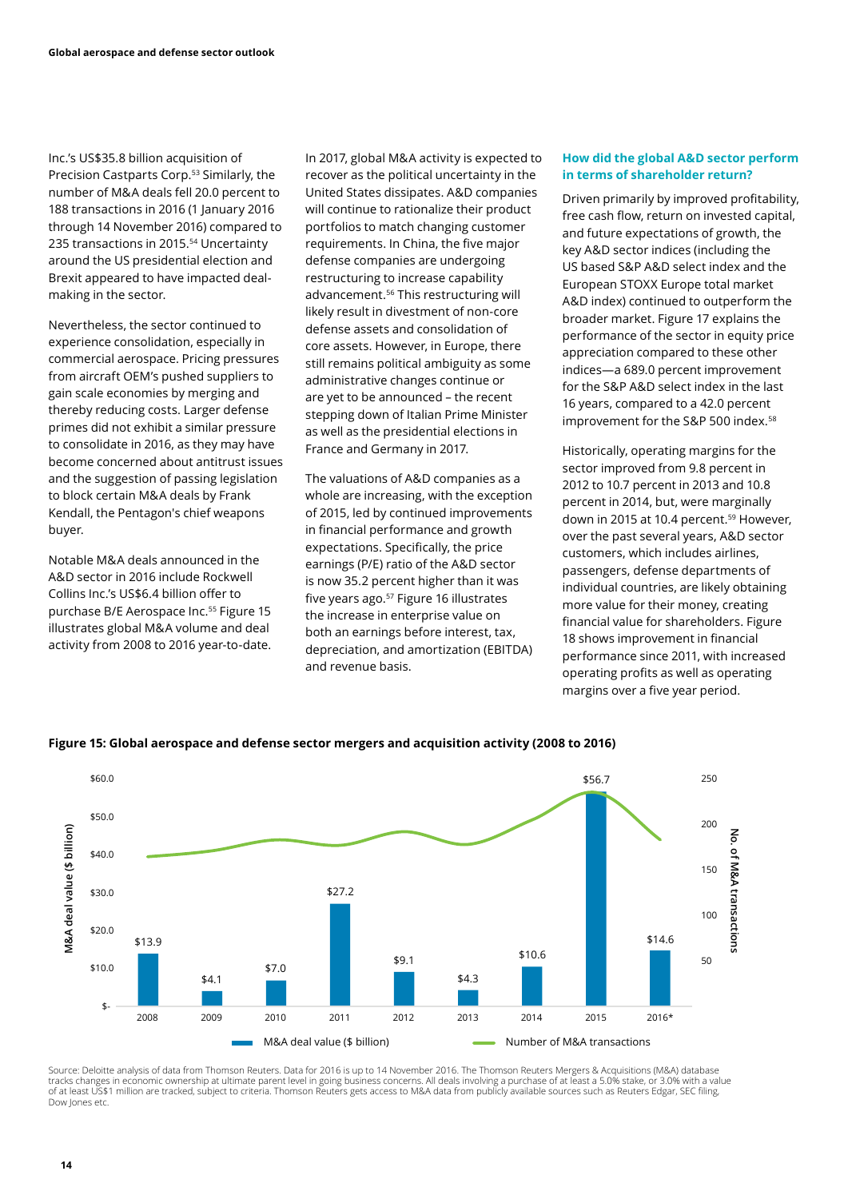Inc.'s US$35.8 billion acquisition of Precision Castparts Corp.[53] Similarly, the number of M&A deals fell 20.0 percent to 188 transactions in 2016 (1 January 2016 through 14 November 2016) compared to 235 transactions in 2015.[54] Uncertainty around the US presidential election and Brexit appeared to have impacted deal-making in the sector.

Nevertheless, the sector continued to experience consolidation, especially in commercial aerospace. Pricing pressures from aircraft OEM's pushed suppliers to gain scale economies by merging and thereby reducing costs. Larger defense primes did not exhibit a similar pressure to consolidate in 2016, as they may have become concerned about antitrust issues and the suggestion of passing legislation to block certain M&A deals by Frank Kendall, the Pentagon's chief weapons buyer.

Notable M&A deals announced in the A&D sector in 2016 include Rockwell Collins Inc.'s US$6.4 billion offer to purchase B/E Aerospace Inc.[55] Figure 15 illustrates global M&A volume and deal activity from 2008 to 2016 year-to-date.

In 2017, global M&A activity is expected to recover as the political uncertainty in the United States dissipates. A&D companies will continue to rationalize their product portfolios to match changing customer requirements. In China, the five major defense companies are undergoing restructuring to increase capability advancement.[56] This restructuring will likely result in divestment of non-core defense assets and consolidation of core assets. However, in Europe, there still remains political ambiguity as some administrative changes continue or are yet to be announced – the recent stepping down of Italian Prime Minister as well as the presidential elections in France and Germany in 2017.

The valuations of A&D companies as a whole are increasing, with the exception of 2015, led by continued improvements in financial performance and growth expectations. Specifically, the price earnings (P/E) ratio of the A&D sector is now 35.2 percent higher than it was five years ago.[57] Figure 16 illustrates the increase in enterprise value on both an earnings before interest, tax, depreciation, and amortization (EBITDA) and revenue basis.

### How did the global A&D sector perform in terms of shareholder return?

Driven primarily by improved profitability, free cash flow, return on invested capital, and future expectations of growth, the key A&D sector indices (including the US based S&P A&D select index and the European STOXX Europe total market A&D index) continued to outperform the broader market. Figure 17 explains the performance of the sector in equity price appreciation compared to these other indices—a 689.0 percent improvement for the S&P A&D select index in the last 16 years, compared to a 42.0 percent improvement for the S&P 500 index.[58]

Historically, operating margins for the sector improved from 9.8 percent in 2012 to 10.7 percent in 2013 and 10.8 percent in 2014, but, were marginally down in 2015 at 10.4 percent.[59] However, over the past several years, A&D sector customers, which includes airlines, passengers, defense departments of individual countries, are likely obtaining more value for their money, creating financial value for shareholders. Figure 18 shows improvement in financial performance since 2011, with increased operating profits as well as operating margins over a five year period.

**Figure 15: Global aerospace and defense sector mergers and acquisition activity (2008 to 2016)**

| Year | M&A deal value ($ billion) |
|---|---|
| 2008 | $13.9 |
| 2009 | $4.1 |
| 2010 | $7.0 |
| 2011 | $27.2 |
| 2012 | $9.1 |
| 2013 | $4.3 |
| 2014 | $10.6 |
| 2015 | $56.7 |
| 2016* | $14.6 |

Legend: M&A deal value ($ billion); Number of M&A transactions

Source: Deloitte analysis of data from Thomson Reuters. Data for 2016 is up to 14 November 2016. The Thomson Reuters Mergers & Acquisitions (M&A) database tracks changes in economic ownership at ultimate parent level in going business concerns. All deals involving a purchase of at least a 5.0% stake, or 3.0% with a value of at least US$1 million are tracked, subject to criteria. Thomson Reuters gets access to M&A data from publicly available sources such as Reuters Edgar, SEC filing, Dow Jones etc.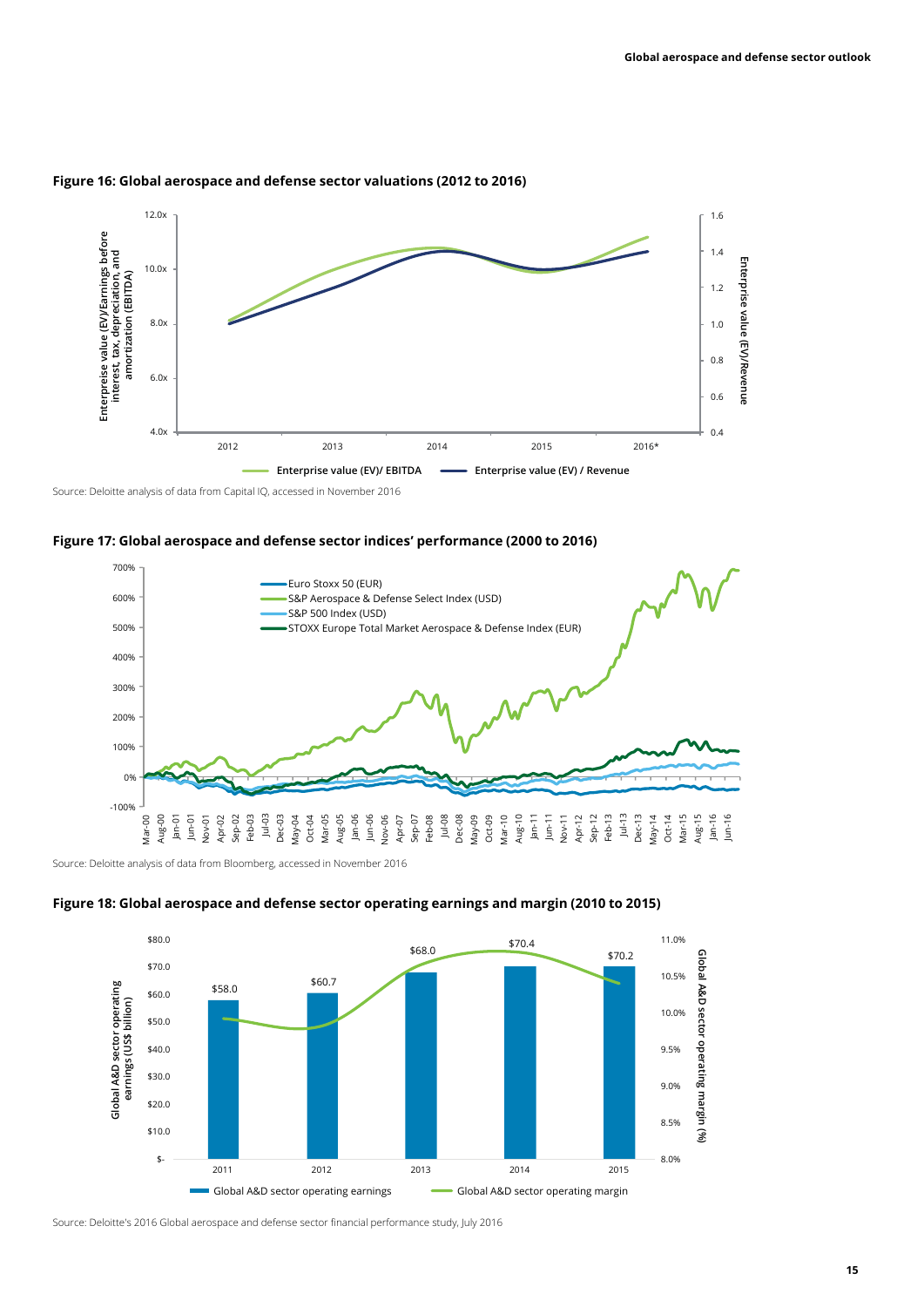**Figure 16: Global aerospace and defense sector valuations (2012 to 2016)**

Source: Deloitte analysis of data from Capital IQ, accessed in November 2016

**Figure 17: Global aerospace and defense sector indices' performance (2000 to 2016)**

Source: Deloitte analysis of data from Bloomberg, accessed in November 2016

**Figure 18: Global aerospace and defense sector operating earnings and margin (2010 to 2015)**

Source: Deloitte's 2016 Global aerospace and defense sector financial performance study, July 2016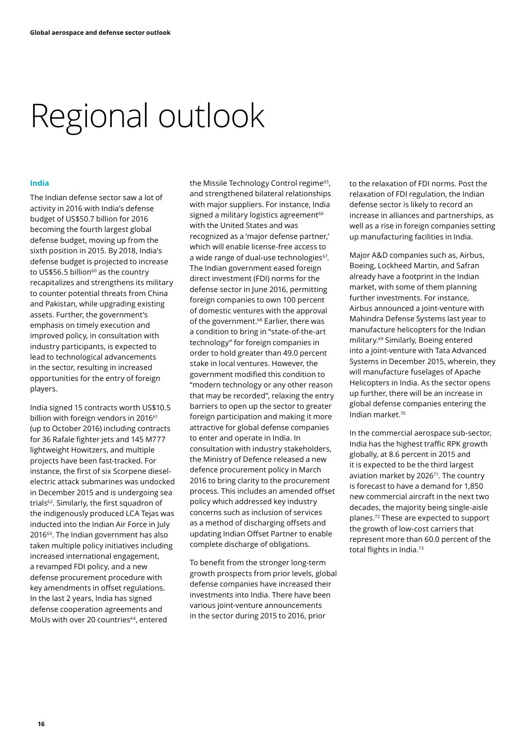# Regional outlook

### India

The Indian defense sector saw a lot of activity in 2016 with India's defense budget of US$50.7 billion for 2016 becoming the fourth largest global defense budget, moving up from the sixth position in 2015. By 2018, India's defense budget is projected to increase to US$56.5 billion[60] as the country recapitalizes and strengthens its military to counter potential threats from China and Pakistan, while upgrading existing assets. Further, the government's emphasis on timely execution and improved policy, in consultation with industry participants, is expected to lead to technological advancements in the sector, resulting in increased opportunities for the entry of foreign players.

India signed 15 contracts worth US$10.5 billion with foreign vendors in 2016[61] (up to October 2016) including contracts for 36 Rafale fighter jets and 145 M777 lightweight Howitzers, and multiple projects have been fast-tracked. For instance, the first of six Scorpene diesel-electric attack submarines was undocked in December 2015 and is undergoing sea trials[62]. Similarly, the first squadron of the indigenously produced LCA Tejas was inducted into the Indian Air Force in July 2016[63]. The Indian government has also taken multiple policy initiatives including increased international engagement, a revamped FDI policy, and a new defense procurement procedure with key amendments in offset regulations. In the last 2 years, India has signed defense cooperation agreements and MoUs with over 20 countries[64], entered the Missile Technology Control regime[65], and strengthened bilateral relationships with major suppliers. For instance, India signed a military logistics agreement[66] with the United States and was recognized as a 'major defense partner,' which will enable license-free access to a wide range of dual-use technologies[67]. The Indian government eased foreign direct investment (FDI) norms for the defense sector in June 2016, permitting foreign companies to own 100 percent of domestic ventures with the approval of the government.[68] Earlier, there was a condition to bring in "state-of-the-art technology" for foreign companies in order to hold greater than 49.0 percent stake in local ventures. However, the government modified this condition to "modern technology or any other reason that may be recorded", relaxing the entry barriers to open up the sector to greater foreign participation and making it more attractive for global defense companies to enter and operate in India. In consultation with industry stakeholders, the Ministry of Defence released a new defence procurement policy in March 2016 to bring clarity to the procurement process. This includes an amended offset policy which addressed key industry concerns such as inclusion of services as a method of discharging offsets and updating Indian Offset Partner to enable complete discharge of obligations.

To benefit from the stronger long-term growth prospects from prior levels, global defense companies have increased their investments into India. There have been various joint-venture announcements in the sector during 2015 to 2016, prior to the relaxation of FDI norms. Post the relaxation of FDI regulation, the Indian defense sector is likely to record an increase in alliances and partnerships, as well as a rise in foreign companies setting up manufacturing facilities in India.

Major A&D companies such as, Airbus, Boeing, Lockheed Martin, and Safran already have a footprint in the Indian market, with some of them planning further investments. For instance, Airbus announced a joint-venture with Mahindra Defense Systems last year to manufacture helicopters for the Indian military.[69] Similarly, Boeing entered into a joint-venture with Tata Advanced Systems in December 2015, wherein, they will manufacture fuselages of Apache Helicopters in India. As the sector opens up further, there will be an increase in global defense companies entering the Indian market.[70]

In the commercial aerospace sub-sector, India has the highest traffic RPK growth globally, at 8.6 percent in 2015 and it is expected to be the third largest aviation market by 2026[71]. The country is forecast to have a demand for 1,850 new commercial aircraft in the next two decades, the majority being single-aisle planes.[72] These are expected to support the growth of low-cost carriers that represent more than 60.0 percent of the total flights in India.[73]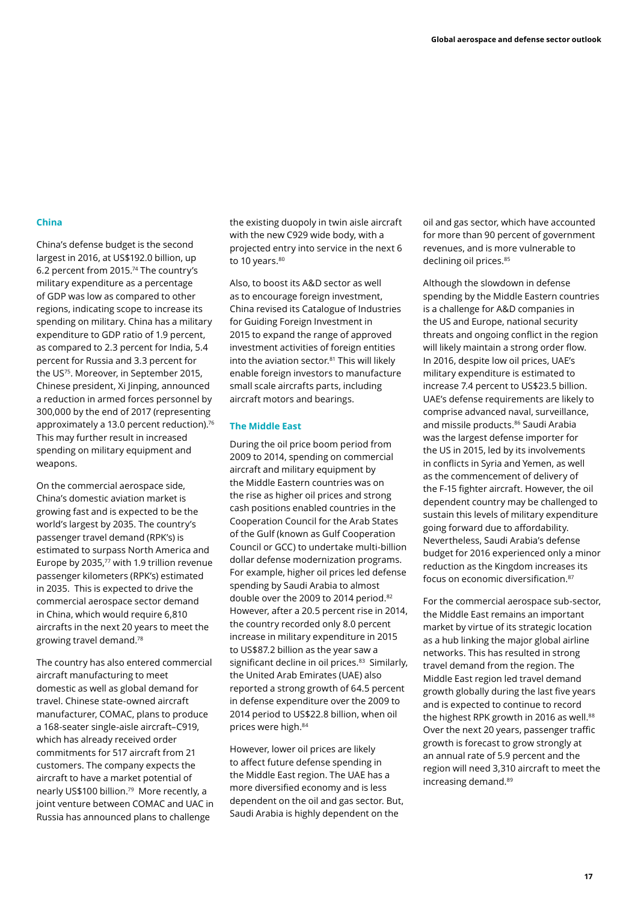## China

China's defense budget is the second largest in 2016, at US$192.0 billion, up 6.2 percent from 2015.[74] The country's military expenditure as a percentage of GDP was low as compared to other regions, indicating scope to increase its spending on military. China has a military expenditure to GDP ratio of 1.9 percent, as compared to 2.3 percent for India, 5.4 percent for Russia and 3.3 percent for the US[75]. Moreover, in September 2015, Chinese president, Xi Jinping, announced a reduction in armed forces personnel by 300,000 by the end of 2017 (representing approximately a 13.0 percent reduction).[76] This may further result in increased spending on military equipment and weapons.

On the commercial aerospace side, China's domestic aviation market is growing fast and is expected to be the world's largest by 2035. The country's passenger travel demand (RPK's) is estimated to surpass North America and Europe by 2035,[77] with 1.9 trillion revenue passenger kilometers (RPK's) estimated in 2035. This is expected to drive the commercial aerospace sector demand in China, which would require 6,810 aircrafts in the next 20 years to meet the growing travel demand.[78]

The country has also entered commercial aircraft manufacturing to meet domestic as well as global demand for travel. Chinese state-owned aircraft manufacturer, COMAC, plans to produce a 168-seater single-aisle aircraft–C919, which has already received order commitments for 517 aircraft from 21 customers. The company expects the aircraft to have a market potential of nearly US$100 billion.[79] More recently, a joint venture between COMAC and UAC in Russia has announced plans to challenge the existing duopoly in twin aisle aircraft with the new C929 wide body, with a projected entry into service in the next 6 to 10 years.[80]

Also, to boost its A&D sector as well as to encourage foreign investment, China revised its Catalogue of Industries for Guiding Foreign Investment in 2015 to expand the range of approved investment activities of foreign entities into the aviation sector.[81] This will likely enable foreign investors to manufacture small scale aircrafts parts, including aircraft motors and bearings.

## The Middle East

During the oil price boom period from 2009 to 2014, spending on commercial aircraft and military equipment by the Middle Eastern countries was on the rise as higher oil prices and strong cash positions enabled countries in the Cooperation Council for the Arab States of the Gulf (known as Gulf Cooperation Council or GCC) to undertake multi-billion dollar defense modernization programs. For example, higher oil prices led defense spending by Saudi Arabia to almost double over the 2009 to 2014 period.[82] However, after a 20.5 percent rise in 2014, the country recorded only 8.0 percent increase in military expenditure in 2015 to US$87.2 billion as the year saw a significant decline in oil prices.[83] Similarly, the United Arab Emirates (UAE) also reported a strong growth of 64.5 percent in defense expenditure over the 2009 to 2014 period to US$22.8 billion, when oil prices were high.[84]

However, lower oil prices are likely to affect future defense spending in the Middle East region. The UAE has a more diversified economy and is less dependent on the oil and gas sector. But, Saudi Arabia is highly dependent on the oil and gas sector, which have accounted for more than 90 percent of government revenues, and is more vulnerable to declining oil prices.[85]

Although the slowdown in defense spending by the Middle Eastern countries is a challenge for A&D companies in the US and Europe, national security threats and ongoing conflict in the region will likely maintain a strong order flow. In 2016, despite low oil prices, UAE's military expenditure is estimated to increase 7.4 percent to US$23.5 billion. UAE's defense requirements are likely to comprise advanced naval, surveillance, and missile products.[86] Saudi Arabia was the largest defense importer for the US in 2015, led by its involvements in conflicts in Syria and Yemen, as well as the commencement of delivery of the F-15 fighter aircraft. However, the oil dependent country may be challenged to sustain this levels of military expenditure going forward due to affordability. Nevertheless, Saudi Arabia's defense budget for 2016 experienced only a minor reduction as the Kingdom increases its focus on economic diversification.[87]

For the commercial aerospace sub-sector, the Middle East remains an important market by virtue of its strategic location as a hub linking the major global airline networks. This has resulted in strong travel demand from the region. The Middle East region led travel demand growth globally during the last five years and is expected to continue to record the highest RPK growth in 2016 as well.[88] Over the next 20 years, passenger traffic growth is forecast to grow strongly at an annual rate of 5.9 percent and the region will need 3,310 aircraft to meet the increasing demand.[89]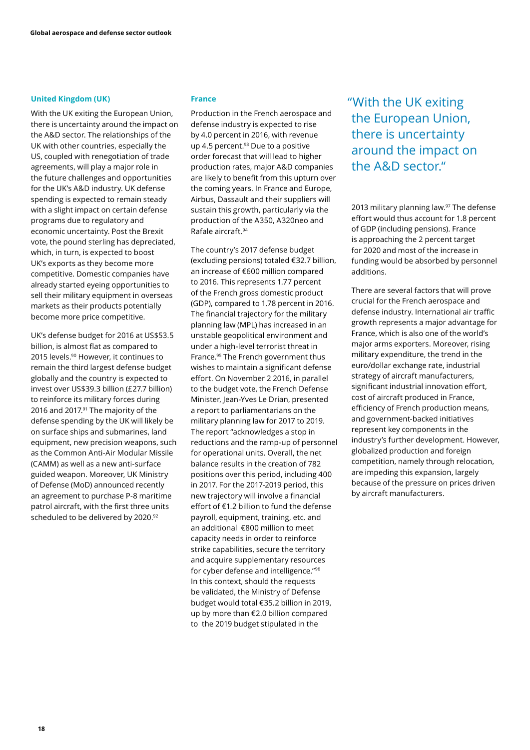## United Kingdom (UK)

With the UK exiting the European Union, there is uncertainty around the impact on the A&D sector. The relationships of the UK with other countries, especially the US, coupled with renegotiation of trade agreements, will play a major role in the future challenges and opportunities for the UK's A&D industry. UK defense spending is expected to remain steady with a slight impact on certain defense programs due to regulatory and economic uncertainty. Post the Brexit vote, the pound sterling has depreciated, which, in turn, is expected to boost UK's exports as they become more competitive. Domestic companies have already started eyeing opportunities to sell their military equipment in overseas markets as their products potentially become more price competitive.

UK's defense budget for 2016 at US$53.5 billion, is almost flat as compared to 2015 levels.[90] However, it continues to remain the third largest defense budget globally and the country is expected to invest over US$39.3 billion (£27.7 billion) to reinforce its military forces during 2016 and 2017.[91] The majority of the defense spending by the UK will likely be on surface ships and submarines, land equipment, new precision weapons, such as the Common Anti-Air Modular Missile (CAMM) as well as a new anti-surface guided weapon. Moreover, UK Ministry of Defense (MoD) announced recently an agreement to purchase P-8 maritime patrol aircraft, with the first three units scheduled to be delivered by 2020.[92]

## France

Production in the French aerospace and defense industry is expected to rise by 4.0 percent in 2016, with revenue up 4.5 percent.[93] Due to a positive order forecast that will lead to higher production rates, major A&D companies are likely to benefit from this upturn over the coming years. In France and Europe, Airbus, Dassault and their suppliers will sustain this growth, particularly via the production of the A350, A320neo and Rafale aircraft.[94]

The country's 2017 defense budget (excluding pensions) totaled €32.7 billion, an increase of €600 million compared to 2016. This represents 1.77 percent of the French gross domestic product (GDP), compared to 1.78 percent in 2016. The financial trajectory for the military planning law (MPL) has increased in an unstable geopolitical environment and under a high-level terrorist threat in France.[95] The French government thus wishes to maintain a significant defense effort. On November 2 2016, in parallel to the budget vote, the French Defense Minister, Jean-Yves Le Drian, presented a report to parliamentarians on the military planning law for 2017 to 2019. The report "acknowledges a stop in reductions and the ramp-up of personnel for operational units. Overall, the net balance results in the creation of 782 positions over this period, including 400 in 2017. For the 2017-2019 period, this new trajectory will involve a financial effort of €1.2 billion to fund the defense payroll, equipment, training, etc. and an additional €800 million to meet capacity needs in order to reinforce strike capabilities, secure the territory and acquire supplementary resources for cyber defense and intelligence."[96] In this context, should the requests be validated, the Ministry of Defense budget would total €35.2 billion in 2019, up by more than €2.0 billion compared to the 2019 budget stipulated in the 2013 military planning law.[97] The defense effort would thus account for 1.8 percent of GDP (including pensions). France is approaching the 2 percent target for 2020 and most of the increase in funding would be absorbed by personnel additions.

There are several factors that will prove crucial for the French aerospace and defense industry. International air traffic growth represents a major advantage for France, which is also one of the world's major arms exporters. Moreover, rising military expenditure, the trend in the euro/dollar exchange rate, industrial strategy of aircraft manufacturers, significant industrial innovation effort, cost of aircraft produced in France, efficiency of French production means, and government-backed initiatives represent key components in the industry's further development. However, globalized production and foreign competition, namely through relocation, are impeding this expansion, largely because of the pressure on prices driven by aircraft manufacturers.

> "With the UK exiting the European Union, there is uncertainty around the impact on the A&D sector."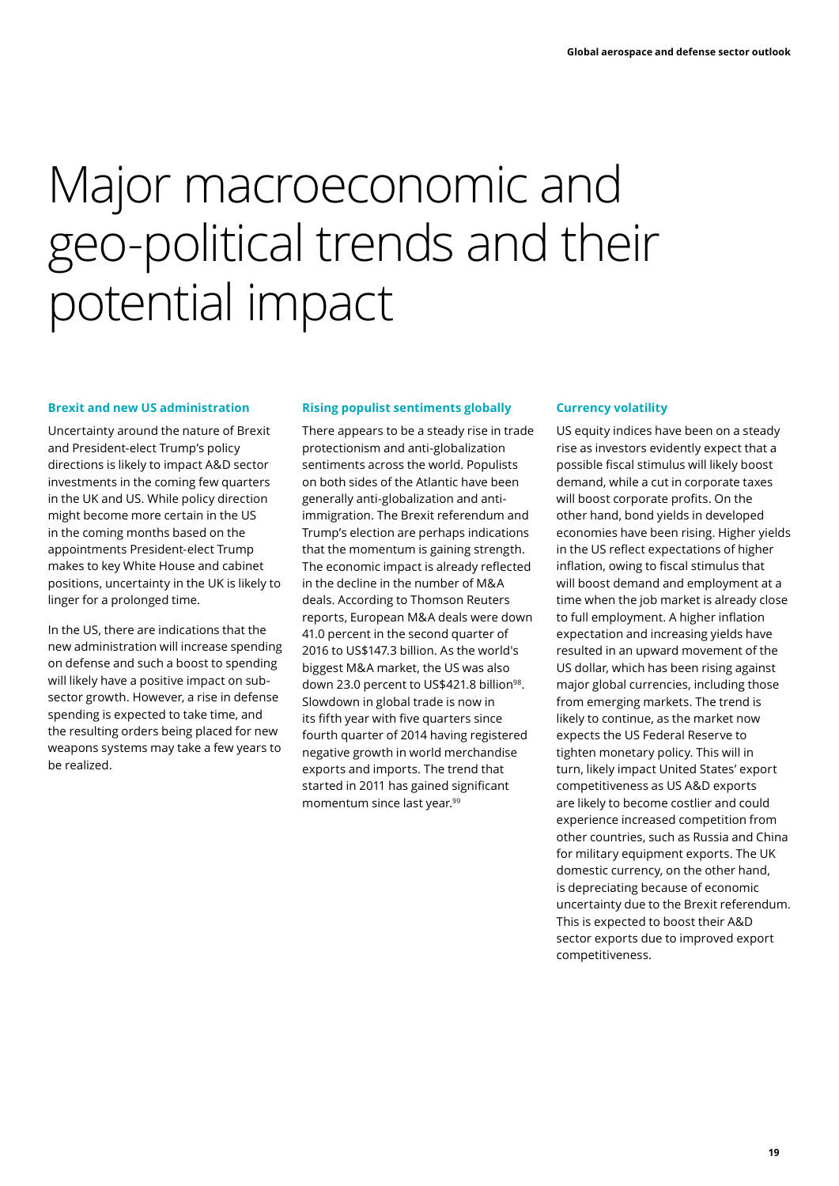# Major macroeconomic and geo-political trends and their potential impact

### Brexit and new US administration

Uncertainty around the nature of Brexit and President-elect Trump's policy directions is likely to impact A&D sector investments in the coming few quarters in the UK and US. While policy direction might become more certain in the US in the coming months based on the appointments President-elect Trump makes to key White House and cabinet positions, uncertainty in the UK is likely to linger for a prolonged time.

In the US, there are indications that the new administration will increase spending on defense and such a boost to spending will likely have a positive impact on sub-sector growth. However, a rise in defense spending is expected to take time, and the resulting orders being placed for new weapons systems may take a few years to be realized.

### Rising populist sentiments globally

There appears to be a steady rise in trade protectionism and anti-globalization sentiments across the world. Populists on both sides of the Atlantic have been generally anti-globalization and anti-immigration. The Brexit referendum and Trump's election are perhaps indications that the momentum is gaining strength. The economic impact is already reflected in the decline in the number of M&A deals. According to Thomson Reuters reports, European M&A deals were down 41.0 percent in the second quarter of 2016 to US$147.3 billion. As the world's biggest M&A market, the US was also down 23.0 percent to US$421.8 billion[98]. Slowdown in global trade is now in its fifth year with five quarters since fourth quarter of 2014 having registered negative growth in world merchandise exports and imports. The trend that started in 2011 has gained significant momentum since last year.[99]

### Currency volatility

US equity indices have been on a steady rise as investors evidently expect that a possible fiscal stimulus will likely boost demand, while a cut in corporate taxes will boost corporate profits. On the other hand, bond yields in developed economies have been rising. Higher yields in the US reflect expectations of higher inflation, owing to fiscal stimulus that will boost demand and employment at a time when the job market is already close to full employment. A higher inflation expectation and increasing yields have resulted in an upward movement of the US dollar, which has been rising against major global currencies, including those from emerging markets. The trend is likely to continue, as the market now expects the US Federal Reserve to tighten monetary policy. This will in turn, likely impact United States' export competitiveness as US A&D exports are likely to become costlier and could experience increased competition from other countries, such as Russia and China for military equipment exports. The UK domestic currency, on the other hand, is depreciating because of economic uncertainty due to the Brexit referendum. This is expected to boost their A&D sector exports due to improved export competitiveness.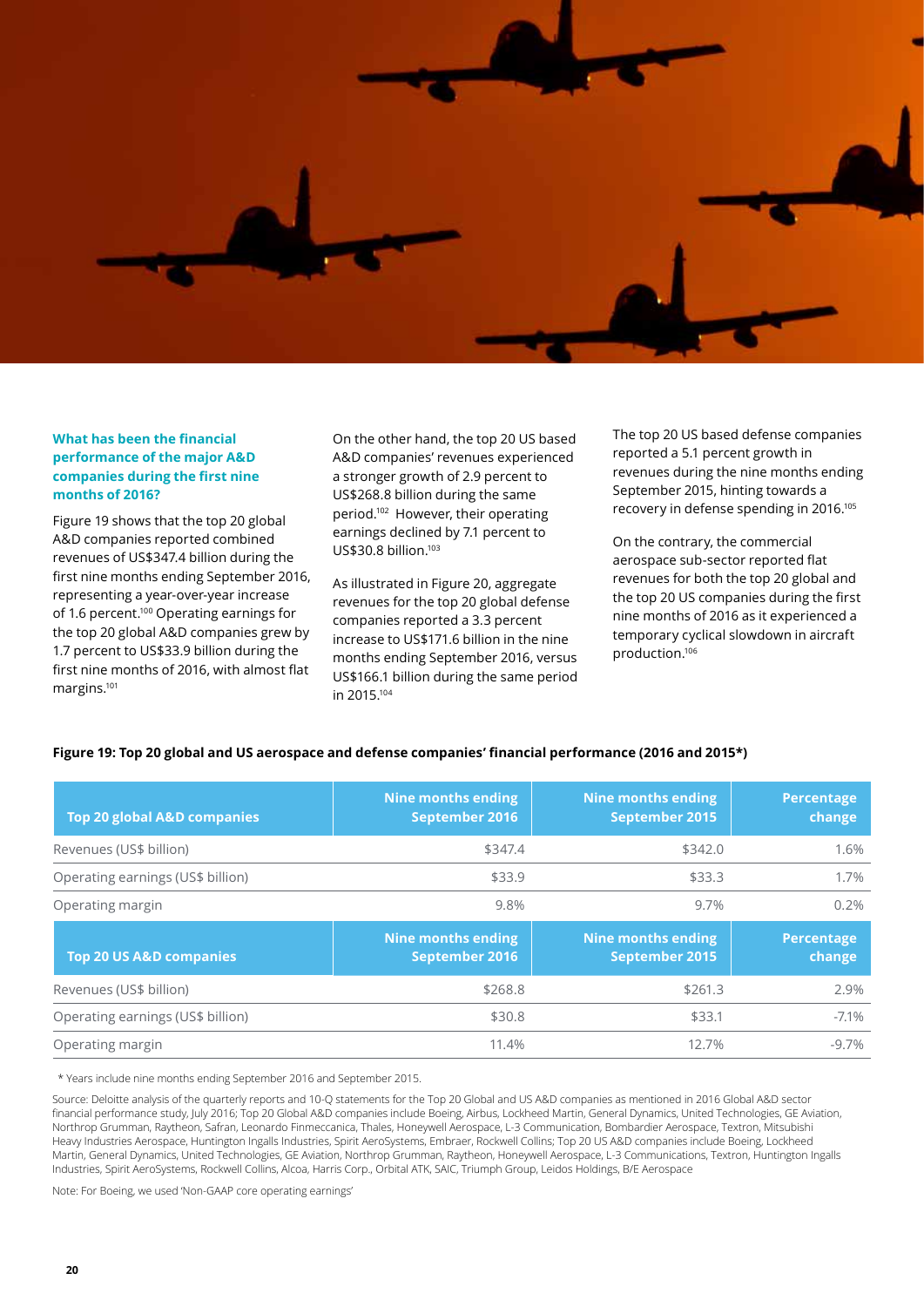### What has been the financial performance of the major A&D companies during the first nine months of 2016?

Figure 19 shows that the top 20 global A&D companies reported combined revenues of US$347.4 billion during the first nine months ending September 2016, representing a year-over-year increase of 1.6 percent.[100] Operating earnings for the top 20 global A&D companies grew by 1.7 percent to US$33.9 billion during the first nine months of 2016, with almost flat margins.[101]

On the other hand, the top 20 US based A&D companies' revenues experienced a stronger growth of 2.9 percent to US$268.8 billion during the same period.[102] However, their operating earnings declined by 7.1 percent to US$30.8 billion.[103]

As illustrated in Figure 20, aggregate revenues for the top 20 global defense companies reported a 3.3 percent increase to US$171.6 billion in the nine months ending September 2016, versus US$166.1 billion during the same period in 2015.[104]

The top 20 US based defense companies reported a 5.1 percent growth in revenues during the nine months ending September 2015, hinting towards a recovery in defense spending in 2016.[105]

On the contrary, the commercial aerospace sub-sector reported flat revenues for both the top 20 global and the top 20 US companies during the first nine months of 2016 as it experienced a temporary cyclical slowdown in aircraft production.[106]

**Figure 19: Top 20 global and US aerospace and defense companies' financial performance (2016 and 2015*)**

| Top 20 global A&D companies | Nine months ending September 2016 | Nine months ending September 2015 | Percentage change |
|---|---|---|---|
| Revenues (US$ billion) | $347.4 | $342.0 | 1.6% |
| Operating earnings (US$ billion) | $33.9 | $33.3 | 1.7% |
| Operating margin | 9.8% | 9.7% | 0.2% |
| **Top 20 US A&D companies** | **Nine months ending September 2016** | **Nine months ending September 2015** | **Percentage change** |
| Revenues (US$ billion) | $268.8 | $261.3 | 2.9% |
| Operating earnings (US$ billion) | $30.8 | $33.1 | -7.1% |
| Operating margin | 11.4% | 12.7% | -9.7% |

\* Years include nine months ending September 2016 and September 2015.

Source: Deloitte analysis of the quarterly reports and 10-Q statements for the Top 20 Global and US A&D companies as mentioned in 2016 Global A&D sector financial performance study, July 2016; Top 20 Global A&D companies include Boeing, Airbus, Lockheed Martin, General Dynamics, United Technologies, GE Aviation, Northrop Grumman, Raytheon, Safran, Leonardo Finmeccanica, Thales, Honeywell Aerospace, L-3 Communication, Bombardier Aerospace, Textron, Mitsubishi Heavy Industries Aerospace, Huntington Ingalls Industries, Spirit AeroSystems, Embraer, Rockwell Collins; Top 20 US A&D companies include Boeing, Lockheed Martin, General Dynamics, United Technologies, GE Aviation, Northrop Grumman, Raytheon, Honeywell Aerospace, L-3 Communications, Textron, Huntington Ingalls Industries, Spirit AeroSystems, Rockwell Collins, Alcoa, Harris Corp., Orbital ATK, SAIC, Triumph Group, Leidos Holdings, B/E Aerospace

Note: For Boeing, we used 'Non-GAAP core operating earnings'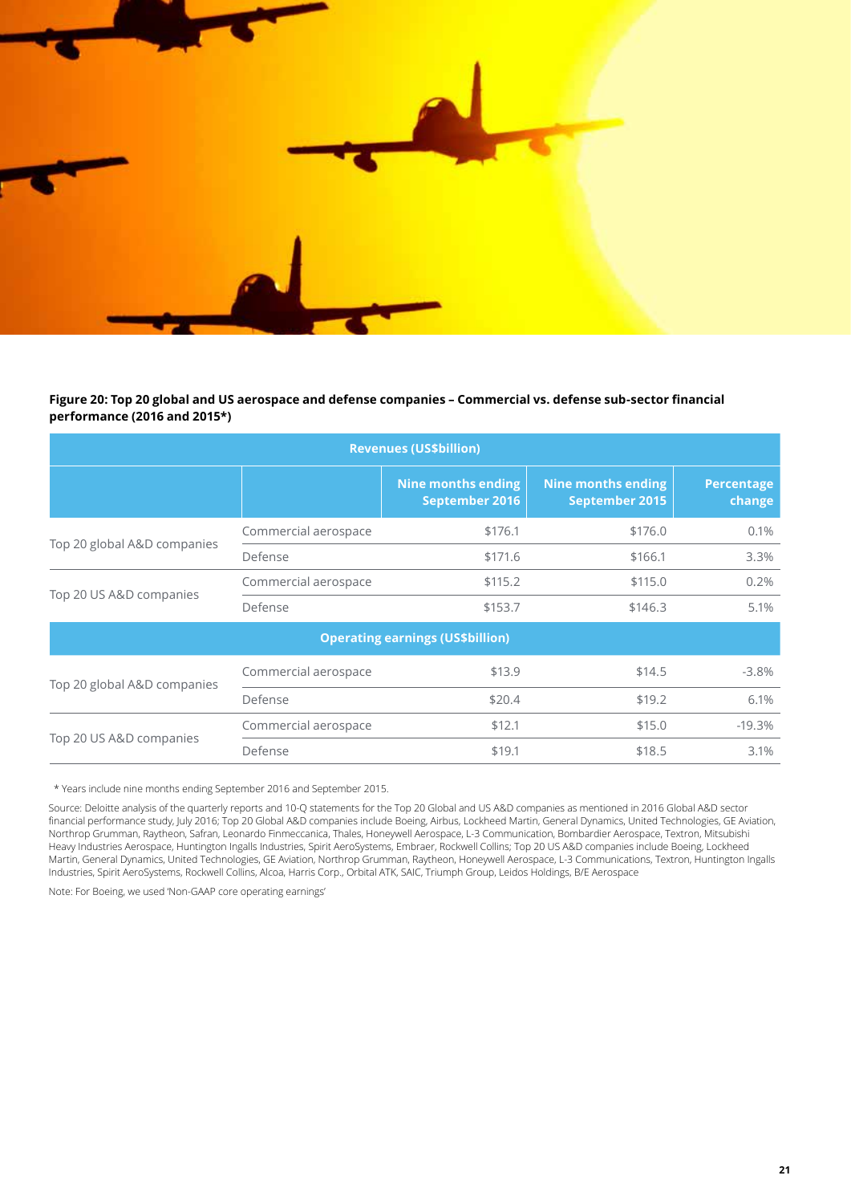**Figure 20: Top 20 global and US aerospace and defense companies – Commercial vs. defense sub-sector financial performance (2016 and 2015*)**

| Revenues (US$billion) | | | | |
|---|---|---|---|---|
| | | Nine months ending September 2016 | Nine months ending September 2015 | Percentage change |
| Top 20 global A&D companies | Commercial aerospace | $176.1 | $176.0 | 0.1% |
| | Defense | $171.6 | $166.1 | 3.3% |
| Top 20 US A&D companies | Commercial aerospace | $115.2 | $115.0 | 0.2% |
| | Defense | $153.7 | $146.3 | 5.1% |
| **Operating earnings (US$billion)** | | | | |
| Top 20 global A&D companies | Commercial aerospace | $13.9 | $14.5 | -3.8% |
| | Defense | $20.4 | $19.2 | 6.1% |
| Top 20 US A&D companies | Commercial aerospace | $12.1 | $15.0 | -19.3% |
| | Defense | $19.1 | $18.5 | 3.1% |

* Years include nine months ending September 2016 and September 2015.

Source: Deloitte analysis of the quarterly reports and 10-Q statements for the Top 20 Global and US A&D companies as mentioned in 2016 Global A&D sector financial performance study, July 2016; Top 20 Global A&D companies include Boeing, Airbus, Lockheed Martin, General Dynamics, United Technologies, GE Aviation, Northrop Grumman, Raytheon, Safran, Leonardo Finmeccanica, Thales, Honeywell Aerospace, L-3 Communication, Bombardier Aerospace, Textron, Mitsubishi Heavy Industries Aerospace, Huntington Ingalls Industries, Spirit AeroSystems, Embraer, Rockwell Collins; Top 20 US A&D companies include Boeing, Lockheed Martin, General Dynamics, United Technologies, GE Aviation, Northrop Grumman, Raytheon, Honeywell Aerospace, L-3 Communications, Textron, Huntington Ingalls Industries, Spirit AeroSystems, Rockwell Collins, Alcoa, Harris Corp., Orbital ATK, SAIC, Triumph Group, Leidos Holdings, B/E Aerospace

Note: For Boeing, we used 'Non-GAAP core operating earnings'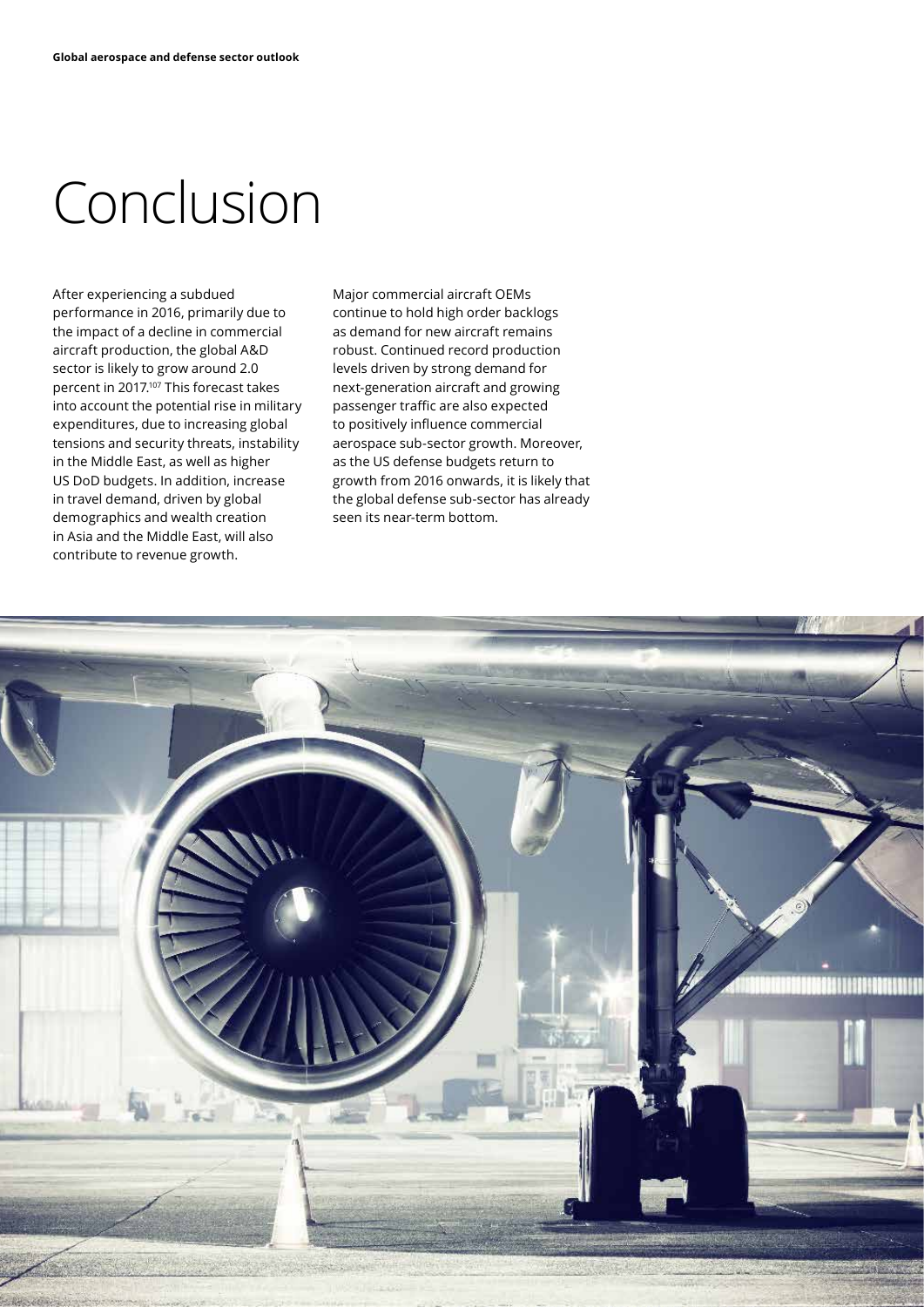# Conclusion

After experiencing a subdued performance in 2016, primarily due to the impact of a decline in commercial aircraft production, the global A&D sector is likely to grow around 2.0 percent in 2017.[107] This forecast takes into account the potential rise in military expenditures, due to increasing global tensions and security threats, instability in the Middle East, as well as higher US DoD budgets. In addition, increase in travel demand, driven by global demographics and wealth creation in Asia and the Middle East, will also contribute to revenue growth.

Major commercial aircraft OEMs continue to hold high order backlogs as demand for new aircraft remains robust. Continued record production levels driven by strong demand for next-generation aircraft and growing passenger traffic are also expected to positively influence commercial aerospace sub-sector growth. Moreover, as the US defense budgets return to growth from 2016 onwards, it is likely that the global defense sub-sector has already seen its near-term bottom.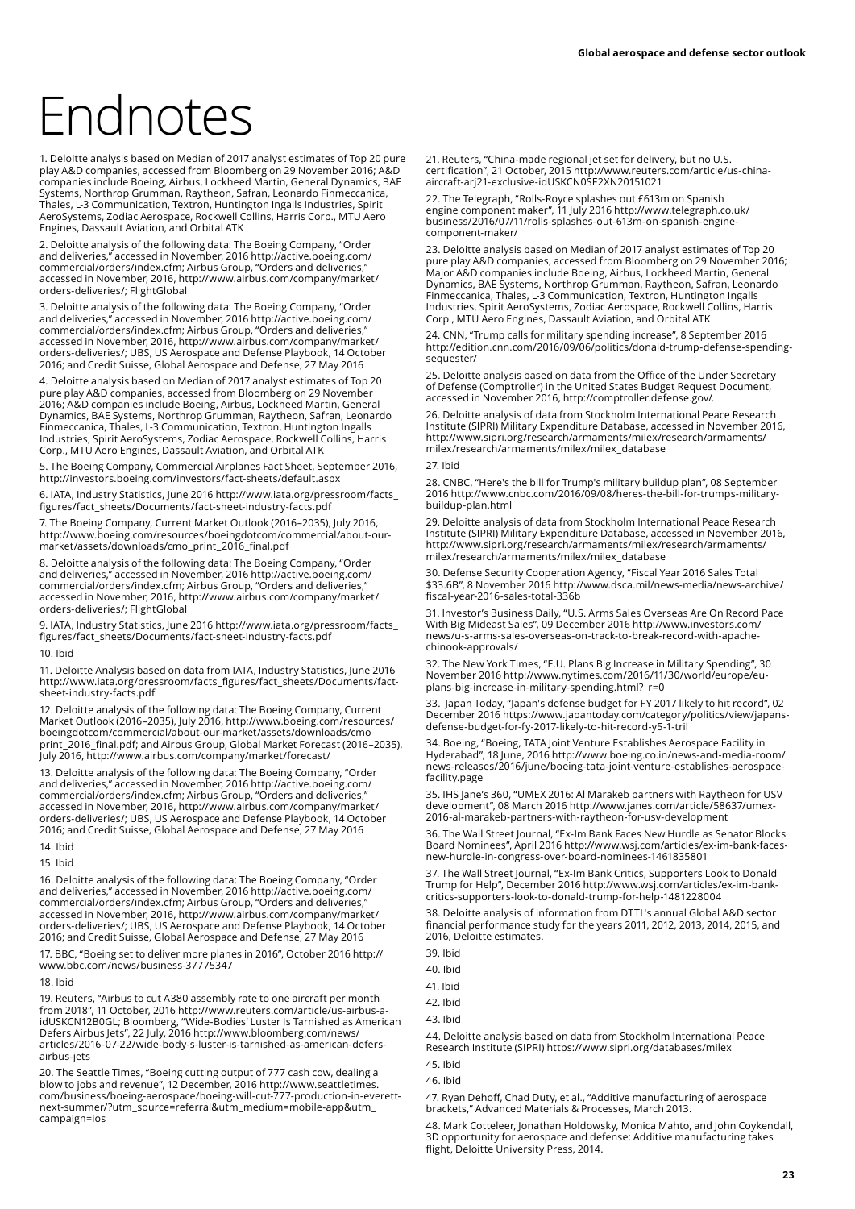# Endnotes

1. Deloitte analysis based on Median of 2017 analyst estimates of Top 20 pure play A&D companies, accessed from Bloomberg on 29 November 2016; A&D companies include Boeing, Airbus, Lockheed Martin, General Dynamics, BAE Systems, Northrop Grumman, Raytheon, Safran, Leonardo Finmeccanica, Thales, L-3 Communication, Textron, Huntington Ingalls Industries, Spirit AeroSystems, Zodiac Aerospace, Rockwell Collins, Harris Corp., MTU Aero Engines, Dassault Aviation, and Orbital ATK

2. Deloitte analysis of the following data: The Boeing Company, "Order and deliveries," accessed in November, 2016 http://active.boeing.com/commercial/orders/index.cfm; Airbus Group, "Orders and deliveries," accessed in November, 2016, http://www.airbus.com/company/market/orders-deliveries/; FlightGlobal

3. Deloitte analysis of the following data: The Boeing Company, "Order and deliveries," accessed in November, 2016 http://active.boeing.com/commercial/orders/index.cfm; Airbus Group, "Orders and deliveries," accessed in November, 2016, http://www.airbus.com/company/market/orders-deliveries/; UBS, US Aerospace and Defense Playbook, 14 October 2016; and Credit Suisse, Global Aerospace and Defense, 27 May 2016

4. Deloitte analysis based on Median of 2017 analyst estimates of Top 20 pure play A&D companies, accessed from Bloomberg on 29 November 2016; A&D companies include Boeing, Airbus, Lockheed Martin, General Dynamics, BAE Systems, Northrop Grumman, Raytheon, Safran, Leonardo Finmeccanica, Thales, L-3 Communication, Textron, Huntington Ingalls Industries, Spirit AeroSystems, Zodiac Aerospace, Rockwell Collins, Harris Corp., MTU Aero Engines, Dassault Aviation, and Orbital ATK

5. The Boeing Company, Commercial Airplanes Fact Sheet, September 2016, http://investors.boeing.com/investors/fact-sheets/default.aspx

6. IATA, Industry Statistics, June 2016 http://www.iata.org/pressroom/facts_figures/fact_sheets/Documents/fact-sheet-industry-facts.pdf

7. The Boeing Company, Current Market Outlook (2016–2035), July 2016, http://www.boeing.com/resources/boeingdotcom/commercial/about-our-market/assets/downloads/cmo_print_2016_final.pdf

8. Deloitte analysis of the following data: The Boeing Company, "Order and deliveries," accessed in November, 2016 http://active.boeing.com/commercial/orders/index.cfm; Airbus Group, "Orders and deliveries," accessed in November, 2016, http://www.airbus.com/company/market/orders-deliveries/; FlightGlobal

9. IATA, Industry Statistics, June 2016 http://www.iata.org/pressroom/facts_figures/fact_sheets/Documents/fact-sheet-industry-facts.pdf

10. Ibid

11. Deloitte Analysis based on data from IATA, Industry Statistics, June 2016 http://www.iata.org/pressroom/facts_figures/fact_sheets/Documents/fact-sheet-industry-facts.pdf

12. Deloitte analysis of the following data: The Boeing Company, Current Market Outlook (2016–2035), July 2016, http://www.boeing.com/resources/boeingdotcom/commercial/about-our-market/assets/downloads/cmo_print_2016_final.pdf; and Airbus Group, Global Market Forecast (2016–2035), July 2016, http://www.airbus.com/company/market/forecast/

13. Deloitte analysis of the following data: The Boeing Company, "Order and deliveries," accessed in November, 2016 http://active.boeing.com/commercial/orders/index.cfm; Airbus Group, "Orders and deliveries," accessed in November, 2016, http://www.airbus.com/company/market/orders-deliveries/; UBS, US Aerospace and Defense Playbook, 14 October 2016; and Credit Suisse, Global Aerospace and Defense, 27 May 2016

14. Ibid

15. Ibid

16. Deloitte analysis of the following data: The Boeing Company, "Order and deliveries," accessed in November, 2016 http://active.boeing.com/commercial/orders/index.cfm; Airbus Group, "Orders and deliveries," accessed in November, 2016, http://www.airbus.com/company/market/orders-deliveries/; UBS, US Aerospace and Defense Playbook, 14 October 2016; and Credit Suisse, Global Aerospace and Defense, 27 May 2016

17. BBC, "Boeing set to deliver more planes in 2016", October 2016 http://www.bbc.com/news/business-37775347

18. Ibid

19. Reuters, "Airbus to cut A380 assembly rate to one aircraft per month from 2018", 11 October, 2016 http://www.reuters.com/article/us-airbus-a-idUSKCN12B0GL; Bloomberg, "Wide-Bodies' Luster Is Tarnished as American Defers Airbus Jets", 22 July, 2016 http://www.bloomberg.com/news/articles/2016-07-22/wide-body-s-luster-is-tarnished-as-american-defers-airbus-jets

20. The Seattle Times, "Boeing cutting output of 777 cash cow, dealing a blow to jobs and revenue", 12 December, 2016 http://www.seattletimes.com/business/boeing-aerospace/boeing-will-cut-777-production-in-everett-next-summer/?utm_source=referral&utm_medium=mobile-app&utm_campaign=ios

21. Reuters, "China-made regional jet set for delivery, but no U.S. certification", 21 October, 2015 http://www.reuters.com/article/us-china-aircraft-arj21-exclusive-idUSKCN0SF2XN20151021

22. The Telegraph, "Rolls-Royce splashes out £613m on Spanish engine component maker", 11 July 2016 http://www.telegraph.co.uk/business/2016/07/11/rolls-splashes-out-613m-on-spanish-engine-component-maker/

23. Deloitte analysis based on Median of 2017 analyst estimates of Top 20 pure play A&D companies, accessed from Bloomberg on 29 November 2016; Major A&D companies include Boeing, Airbus, Lockheed Martin, General Dynamics, BAE Systems, Northrop Grumman, Raytheon, Safran, Leonardo Finmeccanica, Thales, L-3 Communication, Textron, Huntington Ingalls Industries, Spirit AeroSystems, Zodiac Aerospace, Rockwell Collins, Harris Corp., MTU Aero Engines, Dassault Aviation, and Orbital ATK

24. CNN, "Trump calls for military spending increase", 8 September 2016 http://edition.cnn.com/2016/09/06/politics/donald-trump-defense-spending-sequester/

25. Deloitte analysis based on data from the Office of the Under Secretary of Defense (Comptroller) in the United States Budget Request Document, accessed in November 2016, http://comptroller.defense.gov/.

26. Deloitte analysis of data from Stockholm International Peace Research Institute (SIPRI) Military Expenditure Database, accessed in November 2016, http://www.sipri.org/research/armaments/milex/research/armaments/milex/research/armaments/milex/milex_database

27. Ibid

28. CNBC, "Here's the bill for Trump's military buildup plan", 08 September 2016 http://www.cnbc.com/2016/09/08/heres-the-bill-for-trumps-military-buildup-plan.html

29. Deloitte analysis of data from Stockholm International Peace Research Institute (SIPRI) Military Expenditure Database, accessed in November 2016, http://www.sipri.org/research/armaments/milex/research/armaments/milex/research/armaments/milex/milex_database

30. Defense Security Cooperation Agency, "Fiscal Year 2016 Sales Total $33.6B", 8 November 2016 http://www.dsca.mil/news-media/news-archive/fiscal-year-2016-sales-total-336b

31. Investor's Business Daily, "U.S. Arms Sales Overseas Are On Record Pace With Big Mideast Sales", 09 December 2016 http://www.investors.com/news/u-s-arms-sales-overseas-on-track-to-break-record-with-apache-chinook-approvals/

32. The New York Times, "E.U. Plans Big Increase in Military Spending", 30 November 2016 http://www.nytimes.com/2016/11/30/world/europe/eu-plans-big-increase-in-military-spending.html?_r=0

33. Japan Today, "Japan's defense budget for FY 2017 likely to hit record", 02 December 2016 https://www.japantoday.com/category/politics/view/japans-defense-budget-for-fy-2017-likely-to-hit-record-y5-1-tril

34. Boeing, "Boeing, TATA Joint Venture Establishes Aerospace Facility in Hyderabad", 18 June, 2016 http://www.boeing.co.in/news-and-media-room/news-releases/2016/june/boeing-tata-joint-venture-establishes-aerospace-facility.page

35. IHS Jane's 360, "UMEX 2016: Al Marakeb partners with Raytheon for USV development", 08 March 2016 http://www.janes.com/article/58637/umex-2016-al-marakeb-partners-with-raytheon-for-usv-development

36. The Wall Street Journal, "Ex-Im Bank Faces New Hurdle as Senator Blocks Board Nominees", April 2016 http://www.wsj.com/articles/ex-im-bank-faces-new-hurdle-in-congress-over-board-nominees-1461835801

37. The Wall Street Journal, "Ex-Im Bank Critics, Supporters Look to Donald Trump for Help", December 2016 http://www.wsj.com/articles/ex-im-bank-critics-supporters-look-to-donald-trump-for-help-1481228004

38. Deloitte analysis of information from DTTL's annual Global A&D sector financial performance study for the years 2011, 2012, 2013, 2014, 2015, and 2016, Deloitte estimates.

39. Ibid

40. Ibid

41. Ibid

42. Ibid

43. Ibid

44. Deloitte analysis based on data from Stockholm International Peace Research Institute (SIPRI) https://www.sipri.org/databases/milex

45. Ibid

46. Ibid

47. Ryan Dehoff, Chad Duty, et al., "Additive manufacturing of aerospace brackets," Advanced Materials & Processes, March 2013.

48. Mark Cotteleer, Jonathan Holdowsky, Monica Mahto, and John Coykendall, 3D opportunity for aerospace and defense: Additive manufacturing takes flight, Deloitte University Press, 2014.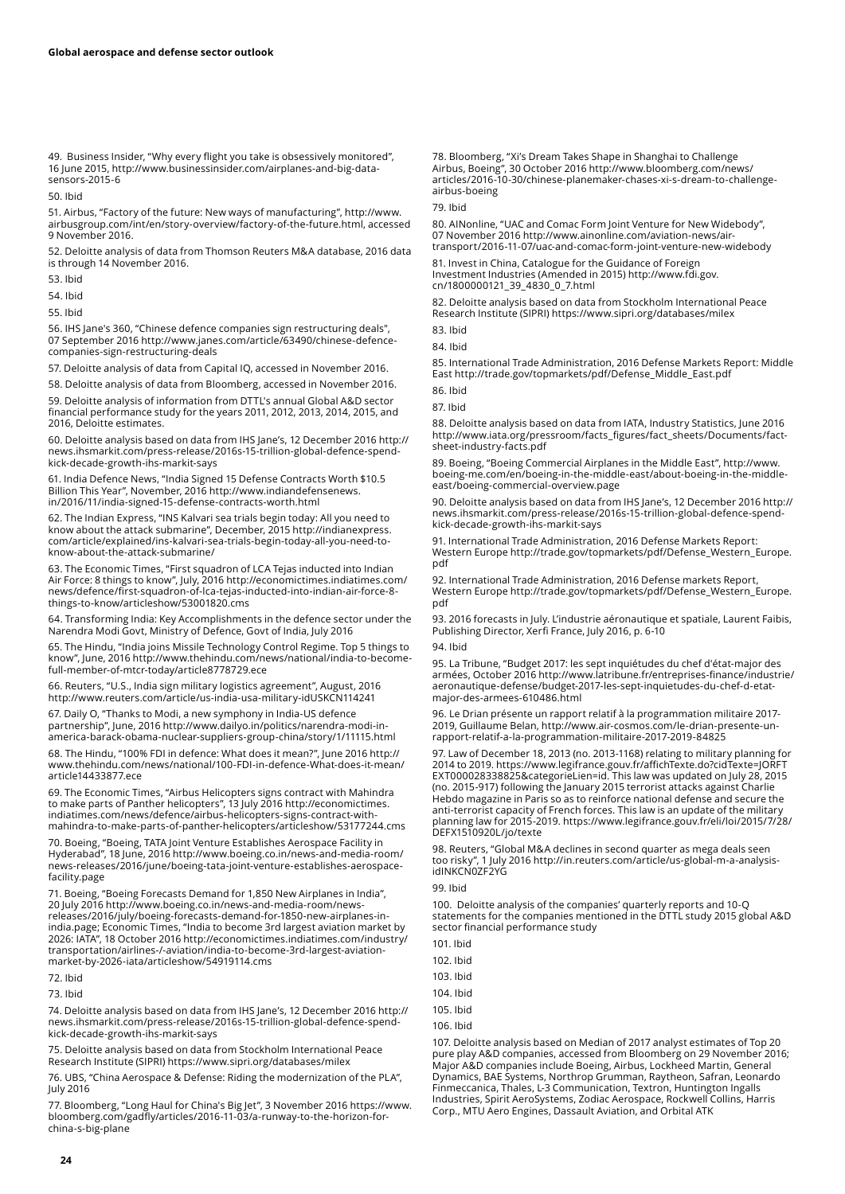49. Business Insider, "Why every flight you take is obsessively monitored", 16 June 2015, http://www.businessinsider.com/airplanes-and-big-data-sensors-2015-6

50. Ibid

51. Airbus, "Factory of the future: New ways of manufacturing", http://www.airbusgroup.com/int/en/story-overview/factory-of-the-future.html, accessed 9 November 2016.

52. Deloitte analysis of data from Thomson Reuters M&A database, 2016 data is through 14 November 2016.

53. Ibid

54. Ibid

55. Ibid

56. IHS Jane's 360, "Chinese defence companies sign restructuring deals", 07 September 2016 http://www.janes.com/article/63490/chinese-defence-companies-sign-restructuring-deals

57. Deloitte analysis of data from Capital IQ, accessed in November 2016.

58. Deloitte analysis of data from Bloomberg, accessed in November 2016.

59. Deloitte analysis of information from DTTL's annual Global A&D sector financial performance study for the years 2011, 2012, 2013, 2014, 2015, and 2016, Deloitte estimates.

60. Deloitte analysis based on data from IHS Jane's, 12 December 2016 http://news.ihsmarkit.com/press-release/2016s-15-trillion-global-defence-spend-kick-decade-growth-ihs-markit-says

61. India Defence News, "India Signed 15 Defense Contracts Worth $10.5 Billion This Year", November, 2016 http://www.indiandefensenews.in/2016/11/india-signed-15-defense-contracts-worth.html

62. The Indian Express, "INS Kalvari sea trials begin today: All you need to know about the attack submarine", December, 2015 http://indianexpress.com/article/explained/ins-kalvari-sea-trials-begin-today-all-you-need-to-know-about-the-attack-submarine/

63. The Economic Times, "First squadron of LCA Tejas inducted into Indian Air Force: 8 things to know", July, 2016 http://economictimes.indiatimes.com/news/defence/first-squadron-of-lca-tejas-inducted-into-indian-air-force-8-things-to-know/articleshow/53001820.cms

64. Transforming India: Key Accomplishments in the defence sector under the Narendra Modi Govt, Ministry of Defence, Govt of India, July 2016

65. The Hindu, "India joins Missile Technology Control Regime. Top 5 things to know", June, 2016 http://www.thehindu.com/news/national/india-to-become-full-member-of-mtcr-today/article8778729.ece

66. Reuters, "U.S., India sign military logistics agreement", August, 2016 http://www.reuters.com/article/us-india-usa-military-idUSKCN114241

67. Daily O, "Thanks to Modi, a new symphony in India-US defence partnership", June, 2016 http://www.dailyo.in/politics/narendra-modi-in-america-barack-obama-nuclear-suppliers-group-china/story/1/11115.html

68. The Hindu, "100% FDI in defence: What does it mean?", June 2016 http://www.thehindu.com/news/national/100-FDI-in-defence-What-does-it-mean/article14433877.ece

69. The Economic Times, "Airbus Helicopters signs contract with Mahindra to make parts of Panther helicopters", 13 July 2016 http://economictimes.indiatimes.com/news/defence/airbus-helicopters-signs-contract-with-mahindra-to-make-parts-of-panther-helicopters/articleshow/53177244.cms

70. Boeing, "Boeing, TATA Joint Venture Establishes Aerospace Facility in Hyderabad", 18 June, 2016 http://www.boeing.co.in/news-and-media-room/news-releases/2016/june/boeing-tata-joint-venture-establishes-aerospace-facility.page

71. Boeing, "Boeing Forecasts Demand for 1,850 New Airplanes in India", 20 July 2016 http://www.boeing.co.in/news-and-media-room/news-releases/2016/july/boeing-forecasts-demand-for-1850-new-airplanes-in-india.page; Economic Times, "India to become 3rd largest aviation market by 2026: IATA", 18 October 2016 http://economictimes.indiatimes.com/industry/transportation/airlines-/-aviation/india-to-become-3rd-largest-aviation-market-by-2026-iata/articleshow/54919114.cms

72. Ibid

73. Ibid

74. Deloitte analysis based on data from IHS Jane's, 12 December 2016 http://news.ihsmarkit.com/press-release/2016s-15-trillion-global-defence-spend-kick-decade-growth-ihs-markit-says

75. Deloitte analysis based on data from Stockholm International Peace Research Institute (SIPRI) https://www.sipri.org/databases/milex

76. UBS, "China Aerospace & Defense: Riding the modernization of the PLA", July 2016

77. Bloomberg, "Long Haul for China's Big Jet", 3 November 2016 https://www.bloomberg.com/gadfly/articles/2016-11-03/a-runway-to-the-horizon-for-china-s-big-plane

78. Bloomberg, "Xi's Dream Takes Shape in Shanghai to Challenge Airbus, Boeing", 30 October 2016 http://www.bloomberg.com/news/articles/2016-10-30/chinese-planemaker-chases-xi-s-dream-to-challenge-airbus-boeing

79. Ibid

80. AINonline, "UAC and Comac Form Joint Venture for New Widebody", 07 November 2016 http://www.ainonline.com/aviation-news/air-transport/2016-11-07/uac-and-comac-form-joint-venture-new-widebody

81. Invest in China, Catalogue for the Guidance of Foreign Investment Industries (Amended in 2015) http://www.fdi.gov.cn/1800000121_39_4830_0_7.html

82. Deloitte analysis based on data from Stockholm International Peace Research Institute (SIPRI) https://www.sipri.org/databases/milex

83. Ibid

84. Ibid

85. International Trade Administration, 2016 Defense Markets Report: Middle East http://trade.gov/topmarkets/pdf/Defense_Middle_East.pdf

86. Ibid

87. Ibid

88. Deloitte analysis based on data from IATA, Industry Statistics, June 2016 http://www.iata.org/pressroom/facts_figures/fact_sheets/Documents/fact-sheet-industry-facts.pdf

89. Boeing, "Boeing Commercial Airplanes in the Middle East", http://www.boeing-me.com/en/boeing-in-the-middle-east/about-boeing-in-the-middle-east/boeing-commercial-overview.page

90. Deloitte analysis based on data from IHS Jane's, 12 December 2016 http://news.ihsmarkit.com/press-release/2016s-15-trillion-global-defence-spend-kick-decade-growth-ihs-markit-says

91. International Trade Administration, 2016 Defense Markets Report: Western Europe http://trade.gov/topmarkets/pdf/Defense_Western_Europe.pdf

92. International Trade Administration, 2016 Defense markets Report, Western Europe http://trade.gov/topmarkets/pdf/Defense_Western_Europe.pdf

93. 2016 forecasts in July. L'industrie aéronautique et spatiale, Laurent Faibis, Publishing Director, Xerfi France, July 2016, p. 6-10

94. Ibid

95. La Tribune, "Budget 2017: les sept inquiétudes du chef d'état-major des armées, October 2016 http://www.latribune.fr/entreprises-finance/industrie/aeronautique-defense/budget-2017-les-sept-inquietudes-du-chef-d-etat-major-des-armees-610486.html

96. Le Drian présente un rapport relatif à la programmation militaire 2017-2019, Guillaume Belan, http://www.air-cosmos.com/le-drian-presente-un-rapport-relatif-a-la-programmation-militaire-2017-2019-84825

97. Law of December 18, 2013 (no. 2013-1168) relating to military planning for 2014 to 2019. https://www.legifrance.gouv.fr/affichTexte.do?cidTexte=JORFTEXT000028338825&categorieLien=id. This law was updated on July 28, 2015 (no. 2015-917) following the January 2015 terrorist attacks against Charlie Hebdo magazine in Paris so as to reinforce national defense and secure the anti-terrorist capacity of French forces. This law is an update of the military planning law for 2015-2019. https://www.legifrance.gouv.fr/eli/loi/2015/7/28/DEFX1510920L/jo/texte

98. Reuters, "Global M&A declines in second quarter as mega deals seen too risky", 1 July 2016 http://in.reuters.com/article/us-global-m-a-analysis-idINKCN0ZF2YG

99. Ibid

100. Deloitte analysis of the companies' quarterly reports and 10-Q statements for the companies mentioned in the DTTL study 2015 global A&D sector financial performance study

101. Ibid

102. Ibid

103. Ibid

104. Ibid

105. Ibid

106. Ibid

107. Deloitte analysis based on Median of 2017 analyst estimates of Top 20 pure play A&D companies, accessed from Bloomberg on 29 November 2016; Major A&D companies include Boeing, Airbus, Lockheed Martin, General Dynamics, BAE Systems, Northrop Grumman, Raytheon, Safran, Leonardo Finmeccanica, Thales, L-3 Communication, Textron, Huntington Ingalls Industries, Spirit AeroSystems, Zodiac Aerospace, Rockwell Collins, Harris Corp., MTU Aero Engines, Dassault Aviation, and Orbital ATK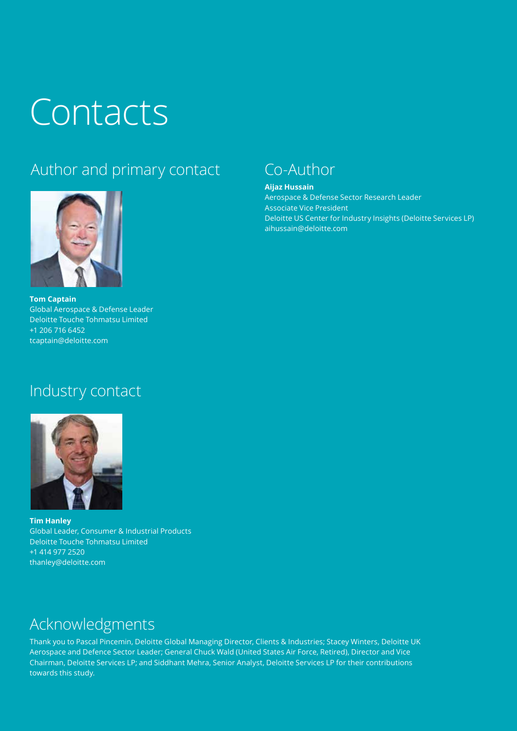# Contacts

## Author and primary contact

**Tom Captain**
Global Aerospace & Defense Leader
Deloitte Touche Tohmatsu Limited
+1 206 716 6452
tcaptain@deloitte.com

## Co-Author

**Aijaz Hussain**
Aerospace & Defense Sector Research Leader
Associate Vice President
Deloitte US Center for Industry Insights (Deloitte Services LP)
aihussain@deloitte.com

## Industry contact

**Tim Hanley**
Global Leader, Consumer & Industrial Products
Deloitte Touche Tohmatsu Limited
+1 414 977 2520
thanley@deloitte.com

## Acknowledgments

Thank you to Pascal Pincemin, Deloitte Global Managing Director, Clients & Industries; Stacey Winters, Deloitte UK Aerospace and Defence Sector Leader; General Chuck Wald (United States Air Force, Retired), Director and Vice Chairman, Deloitte Services LP; and Siddhant Mehra, Senior Analyst, Deloitte Services LP for their contributions towards this study.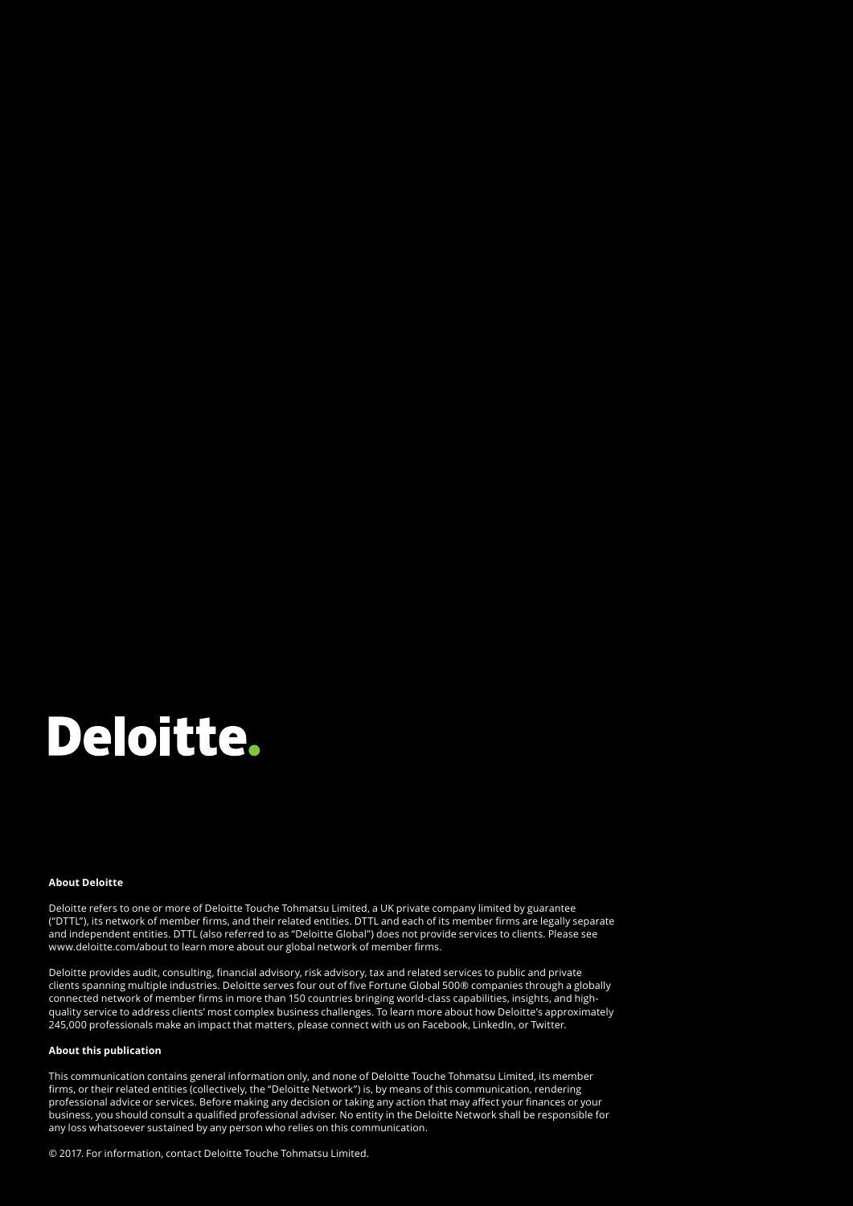# Deloitte.

**About Deloitte**

Deloitte refers to one or more of Deloitte Touche Tohmatsu Limited, a UK private company limited by guarantee ("DTTL"), its network of member firms, and their related entities. DTTL and each of its member firms are legally separate and independent entities. DTTL (also referred to as "Deloitte Global") does not provide services to clients. Please see www.deloitte.com/about to learn more about our global network of member firms.

Deloitte provides audit, consulting, financial advisory, risk advisory, tax and related services to public and private clients spanning multiple industries. Deloitte serves four out of five Fortune Global 500® companies through a globally connected network of member firms in more than 150 countries bringing world-class capabilities, insights, and high-quality service to address clients' most complex business challenges. To learn more about how Deloitte's approximately 245,000 professionals make an impact that matters, please connect with us on Facebook, LinkedIn, or Twitter.

**About this publication**

This communication contains general information only, and none of Deloitte Touche Tohmatsu Limited, its member firms, or their related entities (collectively, the "Deloitte Network") is, by means of this communication, rendering professional advice or services. Before making any decision or taking any action that may affect your finances or your business, you should consult a qualified professional adviser. No entity in the Deloitte Network shall be responsible for any loss whatsoever sustained by any person who relies on this communication.

© 2017. For information, contact Deloitte Touche Tohmatsu Limited.